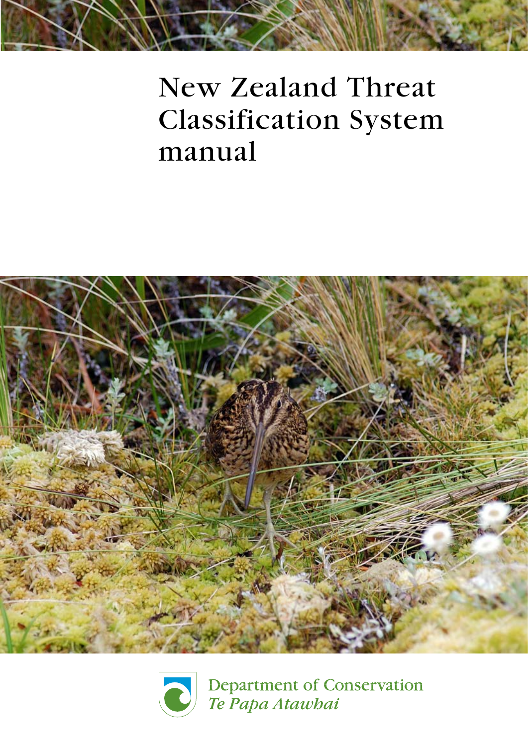# New Zealand Threat Classification System manual

Department of Conservation
*Te Papa Atawhai*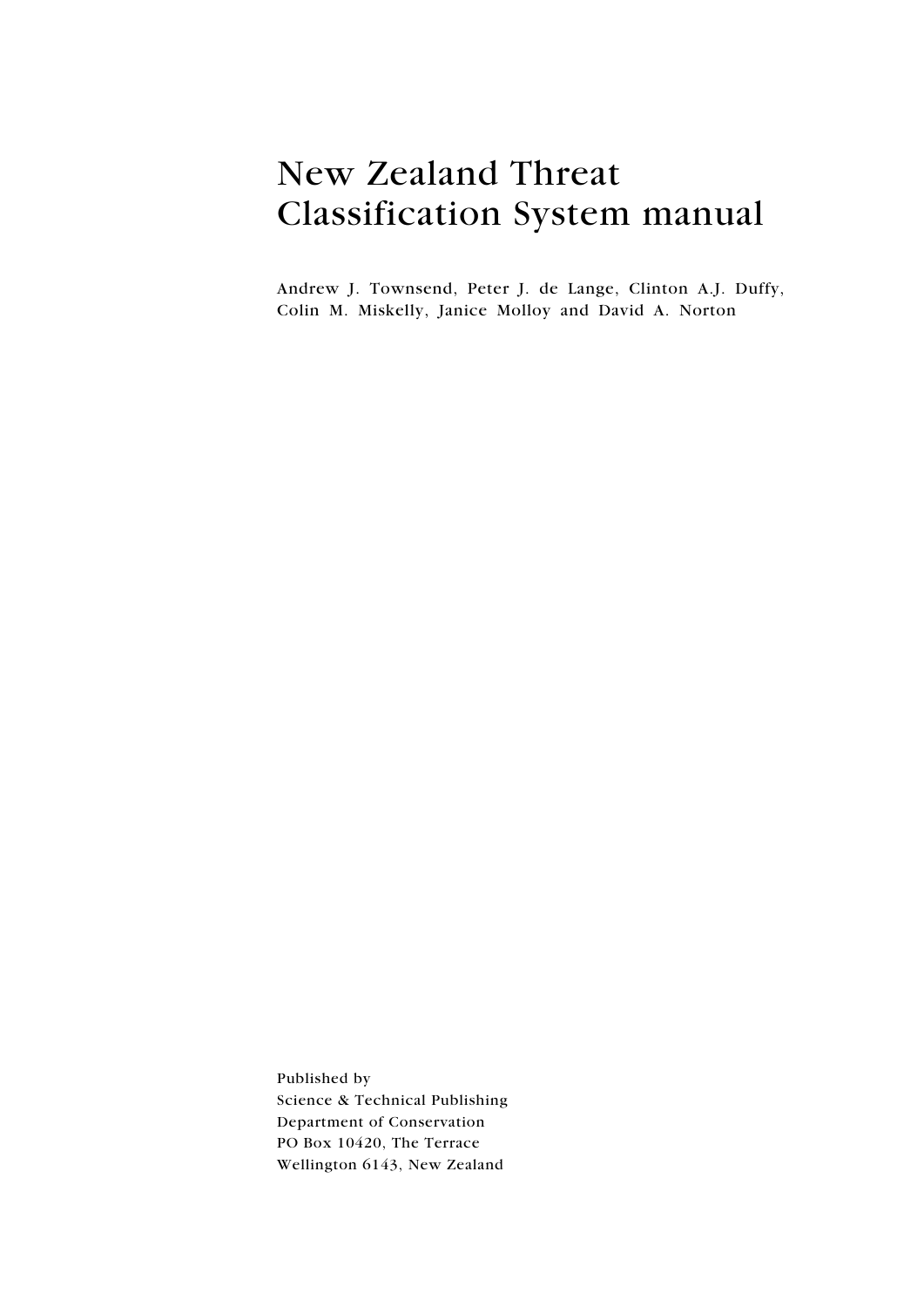# New Zealand Threat Classification System manual

Andrew J. Townsend, Peter J. de Lange, Clinton A.J. Duffy, Colin M. Miskelly, Janice Molloy and David A. Norton

Published by
Science & Technical Publishing
Department of Conservation
PO Box 10420, The Terrace
Wellington 6143, New Zealand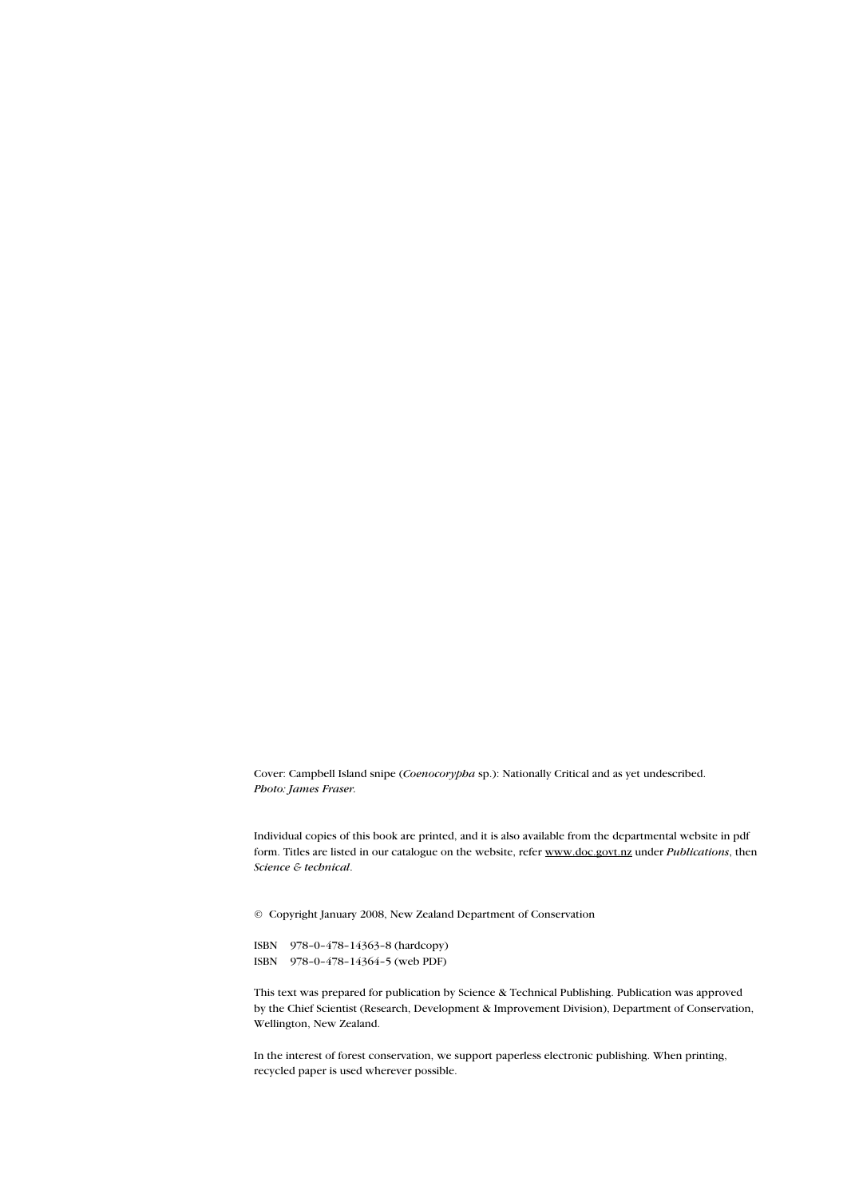Cover: Campbell Island snipe (*Coenocorypha* sp.): Nationally Critical and as yet undescribed. *Photo: James Fraser.*

Individual copies of this book are printed, and it is also available from the departmental website in pdf form. Titles are listed in our catalogue on the website, refer www.doc.govt.nz under *Publications*, then *Science & technical*.

© Copyright January 2008, New Zealand Department of Conservation

ISBN 978–0–478–14363–8 (hardcopy)
ISBN 978–0–478–14364–5 (web PDF)

This text was prepared for publication by Science & Technical Publishing. Publication was approved by the Chief Scientist (Research, Development & Improvement Division), Department of Conservation, Wellington, New Zealand.

In the interest of forest conservation, we support paperless electronic publishing. When printing, recycled paper is used wherever possible.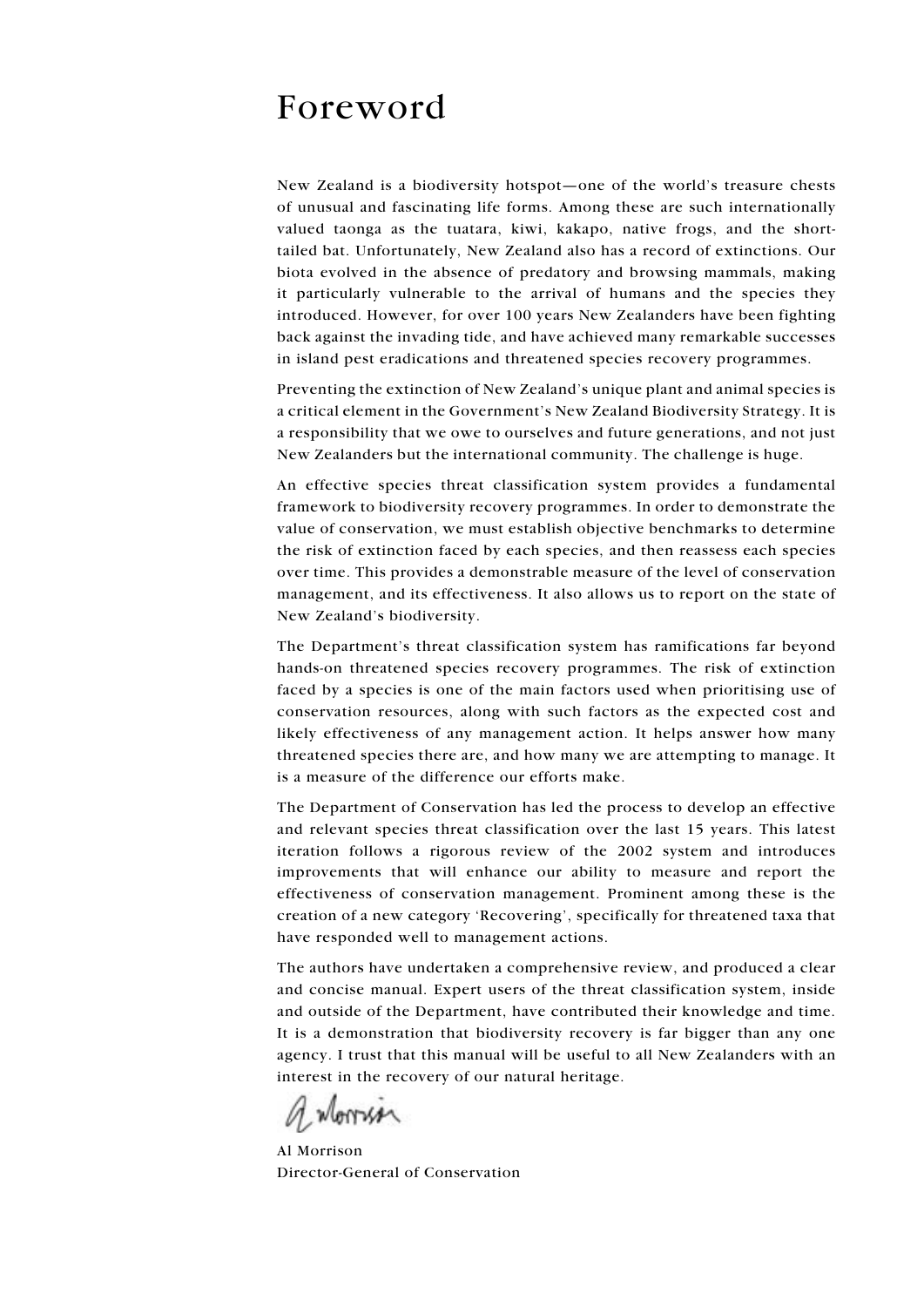# Foreword

New Zealand is a biodiversity hotspot—one of the world's treasure chests of unusual and fascinating life forms. Among these are such internationally valued taonga as the tuatara, kiwi, kakapo, native frogs, and the short-tailed bat. Unfortunately, New Zealand also has a record of extinctions. Our biota evolved in the absence of predatory and browsing mammals, making it particularly vulnerable to the arrival of humans and the species they introduced. However, for over 100 years New Zealanders have been fighting back against the invading tide, and have achieved many remarkable successes in island pest eradications and threatened species recovery programmes.

Preventing the extinction of New Zealand's unique plant and animal species is a critical element in the Government's New Zealand Biodiversity Strategy. It is a responsibility that we owe to ourselves and future generations, and not just New Zealanders but the international community. The challenge is huge.

An effective species threat classification system provides a fundamental framework to biodiversity recovery programmes. In order to demonstrate the value of conservation, we must establish objective benchmarks to determine the risk of extinction faced by each species, and then reassess each species over time. This provides a demonstrable measure of the level of conservation management, and its effectiveness. It also allows us to report on the state of New Zealand's biodiversity.

The Department's threat classification system has ramifications far beyond hands-on threatened species recovery programmes. The risk of extinction faced by a species is one of the main factors used when prioritising use of conservation resources, along with such factors as the expected cost and likely effectiveness of any management action. It helps answer how many threatened species there are, and how many we are attempting to manage. It is a measure of the difference our efforts make.

The Department of Conservation has led the process to develop an effective and relevant species threat classification over the last 15 years. This latest iteration follows a rigorous review of the 2002 system and introduces improvements that will enhance our ability to measure and report the effectiveness of conservation management. Prominent among these is the creation of a new category 'Recovering', specifically for threatened taxa that have responded well to management actions.

The authors have undertaken a comprehensive review, and produced a clear and concise manual. Expert users of the threat classification system, inside and outside of the Department, have contributed their knowledge and time. It is a demonstration that biodiversity recovery is far bigger than any one agency. I trust that this manual will be useful to all New Zealanders with an interest in the recovery of our natural heritage.

Al Morrison
Director-General of Conservation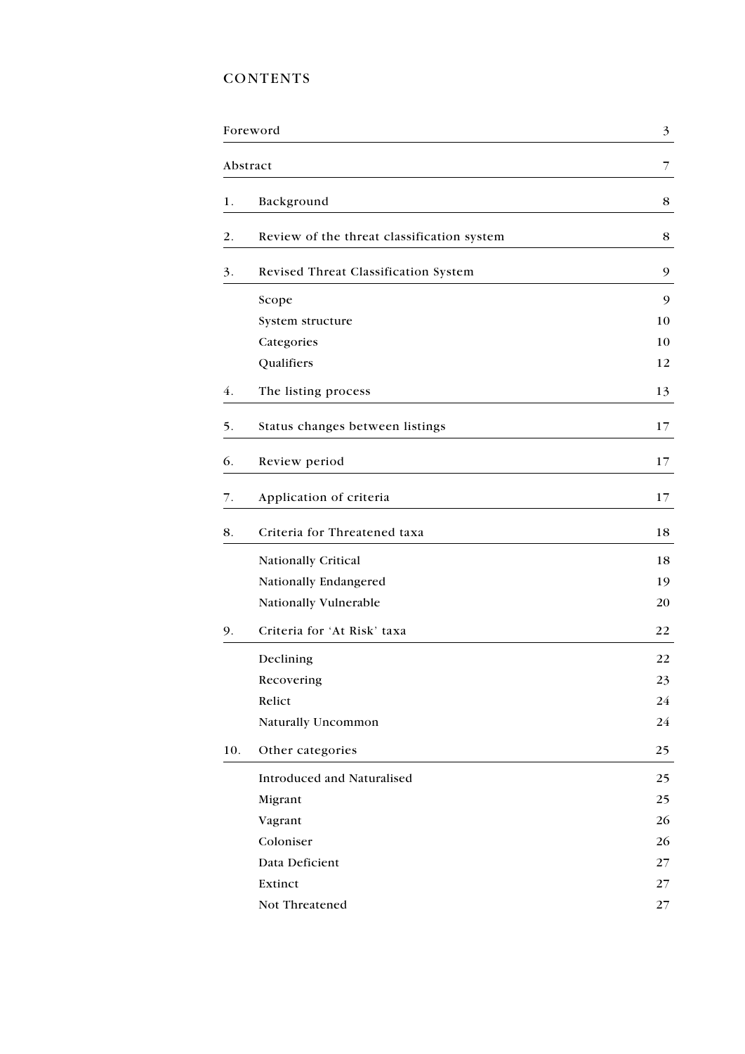# CONTENTS

| | | |
|---|---|---|
| Foreword | | 3 |
| Abstract | | 7 |
| 1. | Background | 8 |
| 2. | Review of the threat classification system | 8 |
| 3. | Revised Threat Classification System | 9 |
| | Scope | 9 |
| | System structure | 10 |
| | Categories | 10 |
| | Qualifiers | 12 |
| 4. | The listing process | 13 |
| 5. | Status changes between listings | 17 |
| 6. | Review period | 17 |
| 7. | Application of criteria | 17 |
| 8. | Criteria for Threatened taxa | 18 |
| | Nationally Critical | 18 |
| | Nationally Endangered | 19 |
| | Nationally Vulnerable | 20 |
| 9. | Criteria for 'At Risk' taxa | 22 |
| | Declining | 22 |
| | Recovering | 23 |
| | Relict | 24 |
| | Naturally Uncommon | 24 |
| 10. | Other categories | 25 |
| | Introduced and Naturalised | 25 |
| | Migrant | 25 |
| | Vagrant | 26 |
| | Coloniser | 26 |
| | Data Deficient | 27 |
| | Extinct | 27 |
| | Not Threatened | 27 |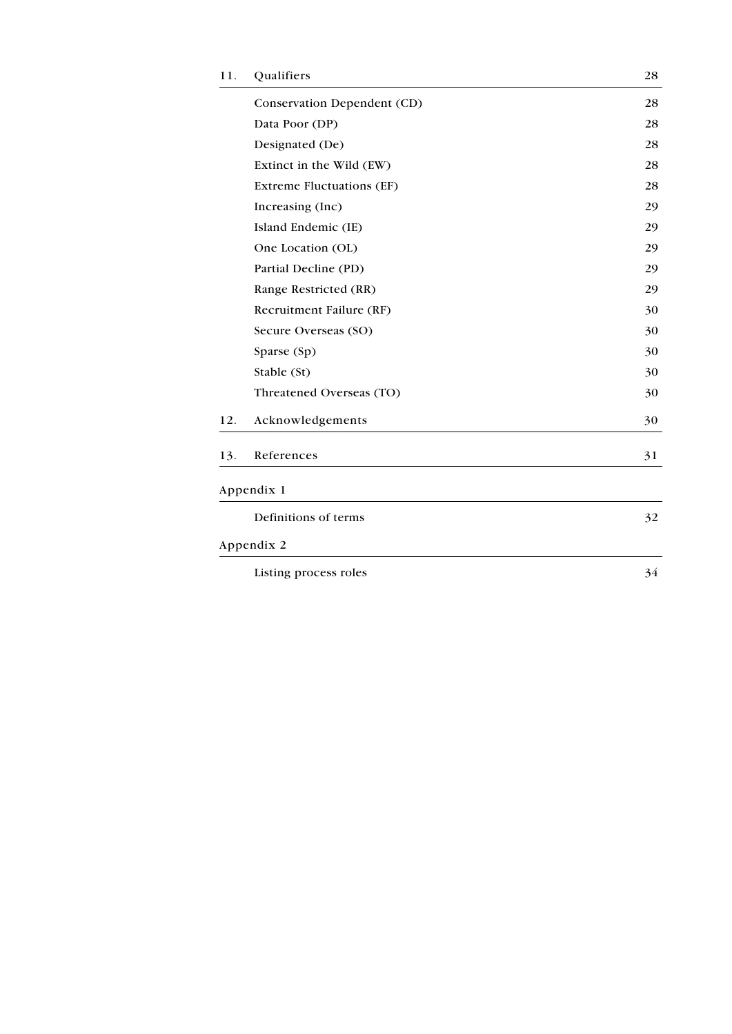| | | |
|---|---|---|
| 11. | Qualifiers | 28 |
| | Conservation Dependent (CD) | 28 |
| | Data Poor (DP) | 28 |
| | Designated (De) | 28 |
| | Extinct in the Wild (EW) | 28 |
| | Extreme Fluctuations (EF) | 28 |
| | Increasing (Inc) | 29 |
| | Island Endemic (IE) | 29 |
| | One Location (OL) | 29 |
| | Partial Decline (PD) | 29 |
| | Range Restricted (RR) | 29 |
| | Recruitment Failure (RF) | 30 |
| | Secure Overseas (SO) | 30 |
| | Sparse (Sp) | 30 |
| | Stable (St) | 30 |
| | Threatened Overseas (TO) | 30 |
| 12. | Acknowledgements | 30 |
| 13. | References | 31 |
| Appendix 1 | | |
| | Definitions of terms | 32 |
| Appendix 2 | | |
| | Listing process roles | 34 |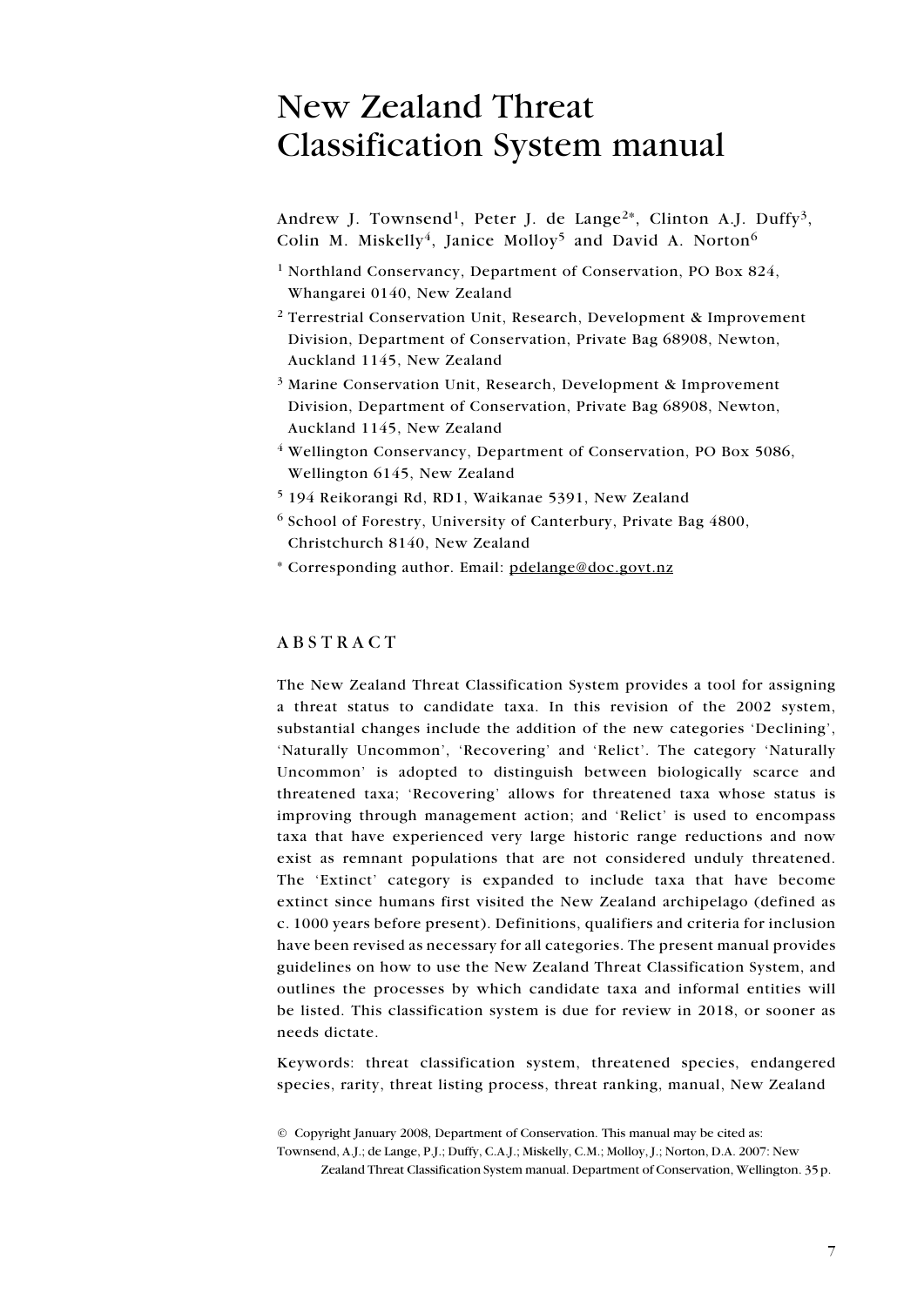# New Zealand Threat Classification System manual

Andrew J. Townsend[1], Peter J. de Lange[2*], Clinton A.J. Duffy[3], Colin M. Miskelly[4], Janice Molloy[5] and David A. Norton[6]

[1] Northland Conservancy, Department of Conservation, PO Box 824, Whangarei 0140, New Zealand

[2] Terrestrial Conservation Unit, Research, Development & Improvement Division, Department of Conservation, Private Bag 68908, Newton, Auckland 1145, New Zealand

[3] Marine Conservation Unit, Research, Development & Improvement Division, Department of Conservation, Private Bag 68908, Newton, Auckland 1145, New Zealand

[4] Wellington Conservancy, Department of Conservation, PO Box 5086, Wellington 6145, New Zealand

[5] 194 Reikorangi Rd, RD1, Waikanae 5391, New Zealand

[6] School of Forestry, University of Canterbury, Private Bag 4800, Christchurch 8140, New Zealand

[*] Corresponding author. Email: pdelange@doc.govt.nz

## ABSTRACT

The New Zealand Threat Classification System provides a tool for assigning a threat status to candidate taxa. In this revision of the 2002 system, substantial changes include the addition of the new categories 'Declining', 'Naturally Uncommon', 'Recovering' and 'Relict'. The category 'Naturally Uncommon' is adopted to distinguish between biologically scarce and threatened taxa; 'Recovering' allows for threatened taxa whose status is improving through management action; and 'Relict' is used to encompass taxa that have experienced very large historic range reductions and now exist as remnant populations that are not considered unduly threatened. The 'Extinct' category is expanded to include taxa that have become extinct since humans first visited the New Zealand archipelago (defined as c. 1000 years before present). Definitions, qualifiers and criteria for inclusion have been revised as necessary for all categories. The present manual provides guidelines on how to use the New Zealand Threat Classification System, and outlines the processes by which candidate taxa and informal entities will be listed. This classification system is due for review in 2018, or sooner as needs dictate.

Keywords: threat classification system, threatened species, endangered species, rarity, threat listing process, threat ranking, manual, New Zealand

© Copyright January 2008, Department of Conservation. This manual may be cited as:
Townsend, A.J.; de Lange, P.J.; Duffy, C.A.J.; Miskelly, C.M.; Molloy, J.; Norton, D.A. 2007: New Zealand Threat Classification System manual. Department of Conservation, Wellington. 35 p.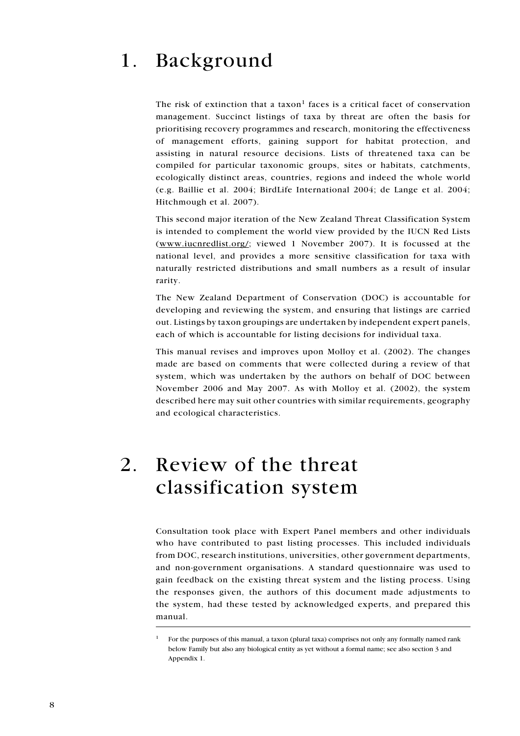# 1. Background

The risk of extinction that a taxon[1] faces is a critical facet of conservation management. Succinct listings of taxa by threat are often the basis for prioritising recovery programmes and research, monitoring the effectiveness of management efforts, gaining support for habitat protection, and assisting in natural resource decisions. Lists of threatened taxa can be compiled for particular taxonomic groups, sites or habitats, catchments, ecologically distinct areas, countries, regions and indeed the whole world (e.g. Baillie et al. 2004; BirdLife International 2004; de Lange et al. 2004; Hitchmough et al. 2007).

This second major iteration of the New Zealand Threat Classification System is intended to complement the world view provided by the IUCN Red Lists (www.iucnredlist.org/; viewed 1 November 2007). It is focussed at the national level, and provides a more sensitive classification for taxa with naturally restricted distributions and small numbers as a result of insular rarity.

The New Zealand Department of Conservation (DOC) is accountable for developing and reviewing the system, and ensuring that listings are carried out. Listings by taxon groupings are undertaken by independent expert panels, each of which is accountable for listing decisions for individual taxa.

This manual revises and improves upon Molloy et al. (2002). The changes made are based on comments that were collected during a review of that system, which was undertaken by the authors on behalf of DOC between November 2006 and May 2007. As with Molloy et al. (2002), the system described here may suit other countries with similar requirements, geography and ecological characteristics.

# 2. Review of the threat classification system

Consultation took place with Expert Panel members and other individuals who have contributed to past listing processes. This included individuals from DOC, research institutions, universities, other government departments, and non-government organisations. A standard questionnaire was used to gain feedback on the existing threat system and the listing process. Using the responses given, the authors of this document made adjustments to the system, had these tested by acknowledged experts, and prepared this manual.

---

[1] For the purposes of this manual, a taxon (plural taxa) comprises not only any formally named rank below Family but also any biological entity as yet without a formal name; see also section 3 and Appendix 1.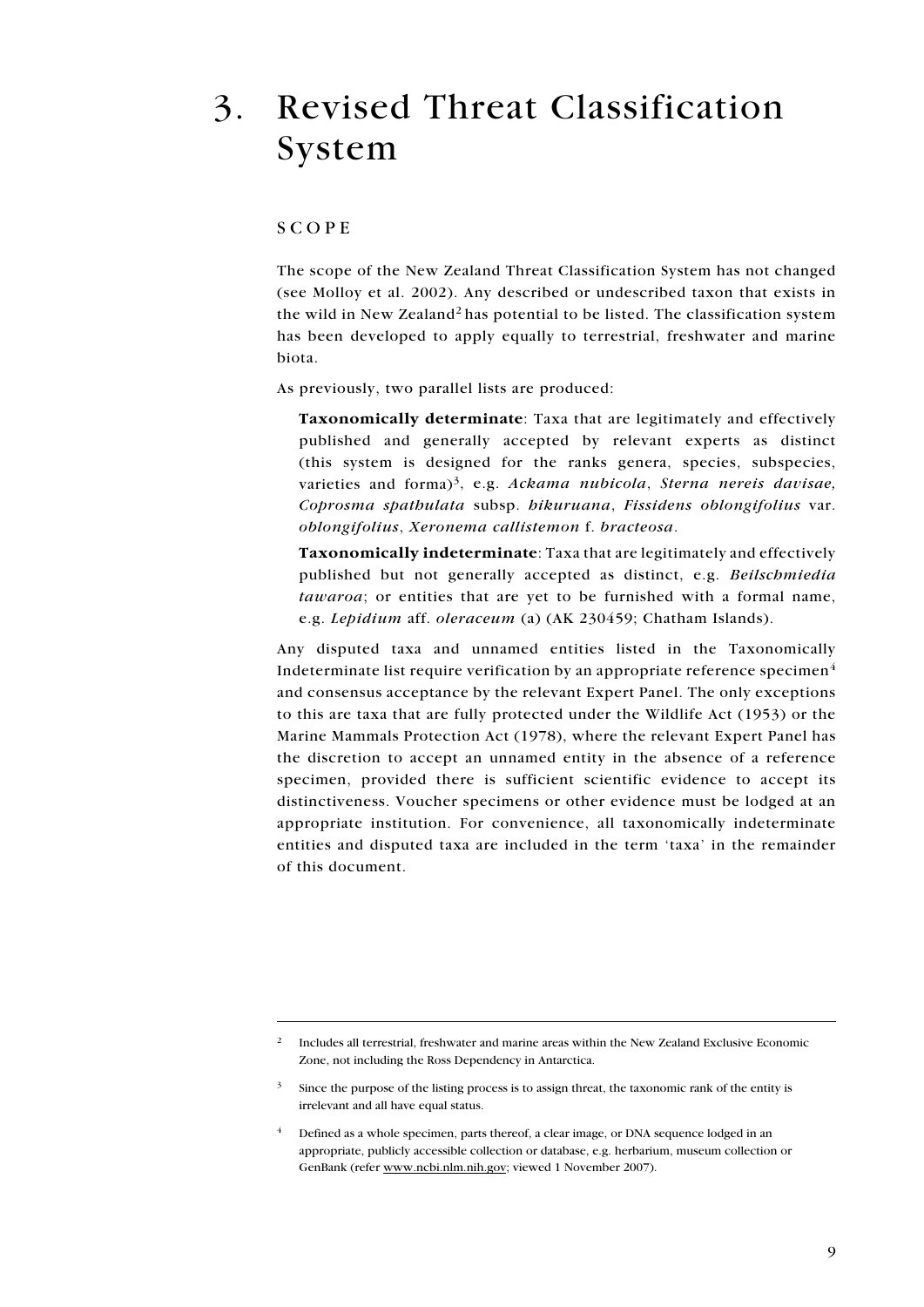# 3. Revised Threat Classification System

## SCOPE

The scope of the New Zealand Threat Classification System has not changed (see Molloy et al. 2002). Any described or undescribed taxon that exists in the wild in New Zealand[2] has potential to be listed. The classification system has been developed to apply equally to terrestrial, freshwater and marine biota.

As previously, two parallel lists are produced:

> **Taxonomically determinate**: Taxa that are legitimately and effectively published and generally accepted by relevant experts as distinct (this system is designed for the ranks genera, species, subspecies, varieties and forma)[3], e.g. *Ackama nubicola*, *Sterna nereis davisae, Coprosma spathulata* subsp. *hikuruana*, *Fissidens oblongifolius* var. *oblongifolius*, *Xeronema callistemon* f. *bracteosa*.

> **Taxonomically indeterminate**: Taxa that are legitimately and effectively published but not generally accepted as distinct, e.g. *Beilschmiedia tawaroa*; or entities that are yet to be furnished with a formal name, e.g. *Lepidium* aff. *oleraceum* (a) (AK 230459; Chatham Islands).

Any disputed taxa and unnamed entities listed in the Taxonomically Indeterminate list require verification by an appropriate reference specimen[4] and consensus acceptance by the relevant Expert Panel. The only exceptions to this are taxa that are fully protected under the Wildlife Act (1953) or the Marine Mammals Protection Act (1978), where the relevant Expert Panel has the discretion to accept an unnamed entity in the absence of a reference specimen, provided there is sufficient scientific evidence to accept its distinctiveness. Voucher specimens or other evidence must be lodged at an appropriate institution. For convenience, all taxonomically indeterminate entities and disputed taxa are included in the term 'taxa' in the remainder of this document.

---

[2] Includes all terrestrial, freshwater and marine areas within the New Zealand Exclusive Economic Zone, not including the Ross Dependency in Antarctica.

[3] Since the purpose of the listing process is to assign threat, the taxonomic rank of the entity is irrelevant and all have equal status.

[4] Defined as a whole specimen, parts thereof, a clear image, or DNA sequence lodged in an appropriate, publicly accessible collection or database, e.g. herbarium, museum collection or GenBank (refer www.ncbi.nlm.nih.gov; viewed 1 November 2007).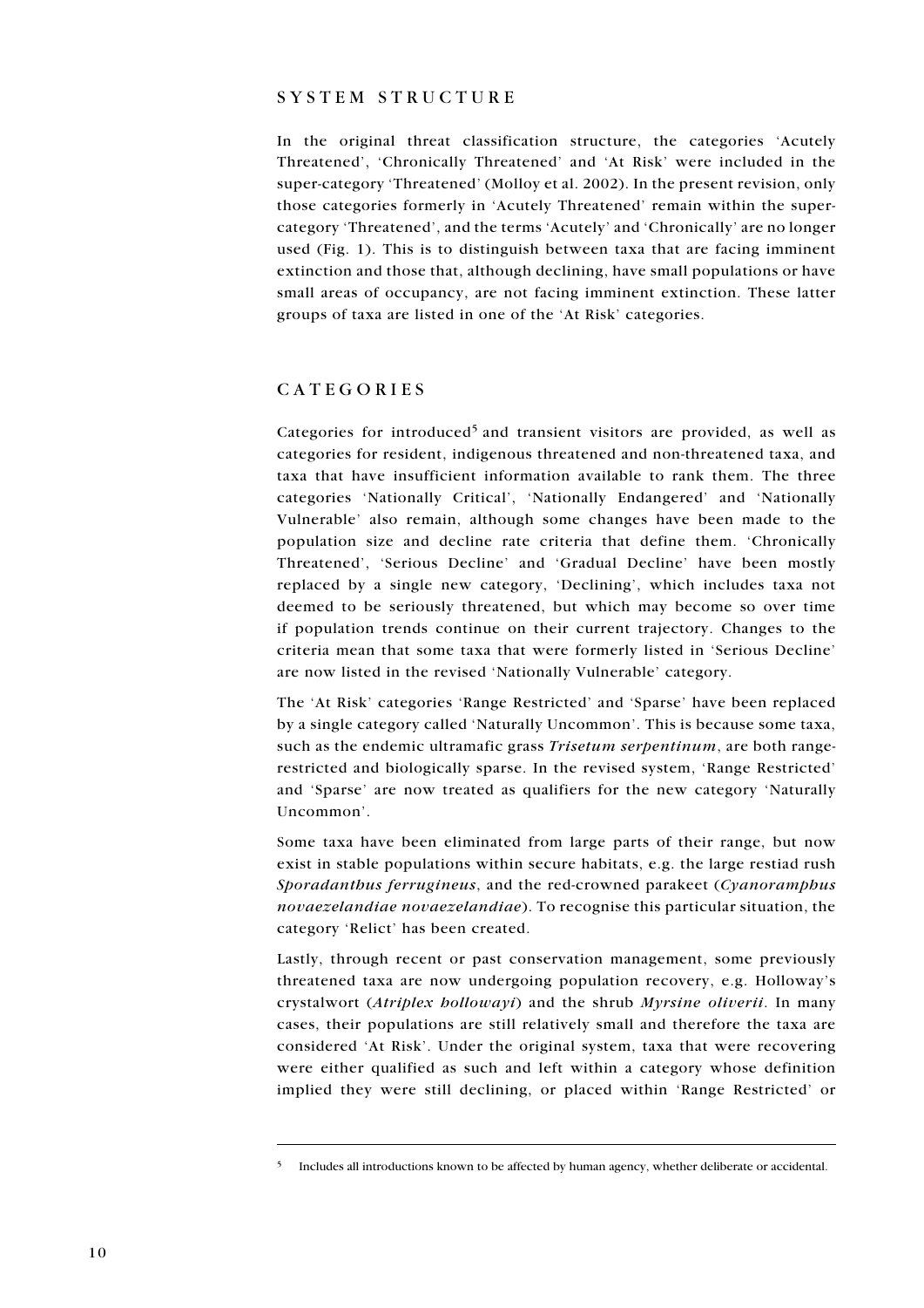## SYSTEM STRUCTURE

In the original threat classification structure, the categories 'Acutely Threatened', 'Chronically Threatened' and 'At Risk' were included in the super-category 'Threatened' (Molloy et al. 2002). In the present revision, only those categories formerly in 'Acutely Threatened' remain within the super-category 'Threatened', and the terms 'Acutely' and 'Chronically' are no longer used (Fig. 1). This is to distinguish between taxa that are facing imminent extinction and those that, although declining, have small populations or have small areas of occupancy, are not facing imminent extinction. These latter groups of taxa are listed in one of the 'At Risk' categories.

## CATEGORIES

Categories for introduced[5] and transient visitors are provided, as well as categories for resident, indigenous threatened and non-threatened taxa, and taxa that have insufficient information available to rank them. The three categories 'Nationally Critical', 'Nationally Endangered' and 'Nationally Vulnerable' also remain, although some changes have been made to the population size and decline rate criteria that define them. 'Chronically Threatened', 'Serious Decline' and 'Gradual Decline' have been mostly replaced by a single new category, 'Declining', which includes taxa not deemed to be seriously threatened, but which may become so over time if population trends continue on their current trajectory. Changes to the criteria mean that some taxa that were formerly listed in 'Serious Decline' are now listed in the revised 'Nationally Vulnerable' category.

The 'At Risk' categories 'Range Restricted' and 'Sparse' have been replaced by a single category called 'Naturally Uncommon'. This is because some taxa, such as the endemic ultramafic grass *Trisetum serpentinum*, are both range-restricted and biologically sparse. In the revised system, 'Range Restricted' and 'Sparse' are now treated as qualifiers for the new category 'Naturally Uncommon'.

Some taxa have been eliminated from large parts of their range, but now exist in stable populations within secure habitats, e.g. the large restiad rush *Sporadanthus ferrugineus*, and the red-crowned parakeet (*Cyanoramphus novaezelandiae novaezelandiae*). To recognise this particular situation, the category 'Relict' has been created.

Lastly, through recent or past conservation management, some previously threatened taxa are now undergoing population recovery, e.g. Holloway's crystalwort (*Atriplex hollowayi*) and the shrub *Myrsine oliverii*. In many cases, their populations are still relatively small and therefore the taxa are considered 'At Risk'. Under the original system, taxa that were recovering were either qualified as such and left within a category whose definition implied they were still declining, or placed within 'Range Restricted' or

[5] Includes all introductions known to be affected by human agency, whether deliberate or accidental.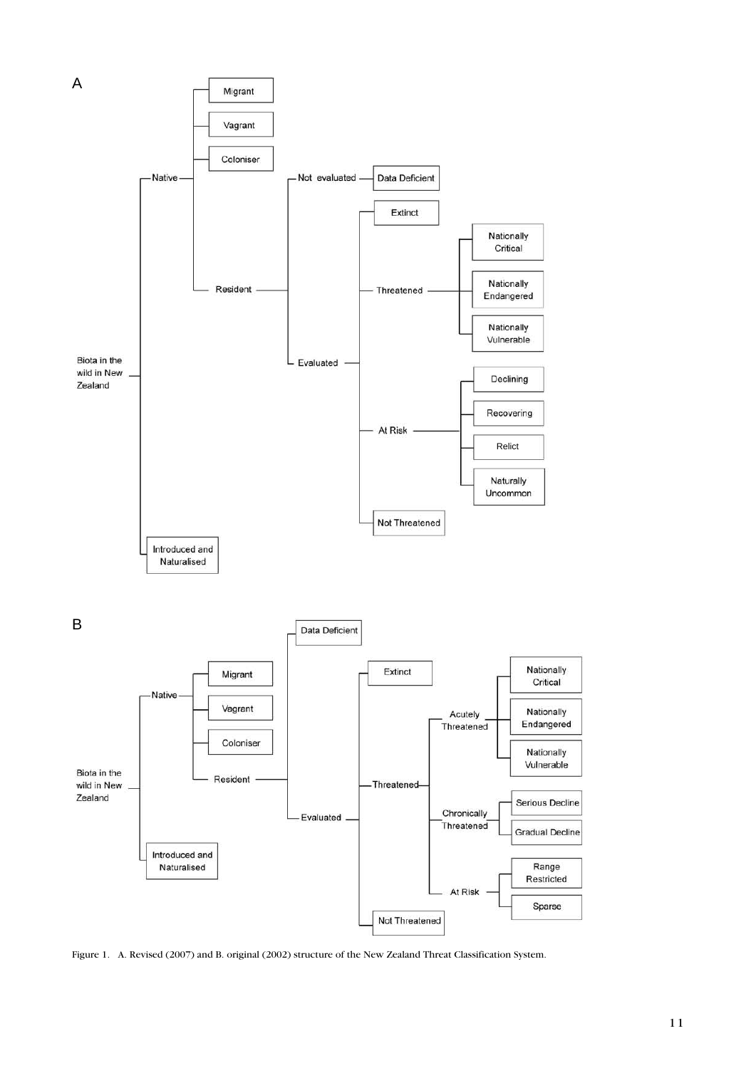A

- Biota in the wild in New Zealand
  - Native
    - Migrant
    - Vagrant
    - Coloniser
    - Resident
      - Not evaluated
        - Data Deficient
      - Evaluated
        - Extinct
        - Threatened
          - Nationally Critical
          - Nationally Endangered
          - Nationally Vulnerable
        - At Risk
          - Declining
          - Recovering
          - Relict
          - Naturally Uncommon
        - Not Threatened
  - Introduced and Naturalised

B

- Biota in the wild in New Zealand
  - Native
    - Migrant
    - Vagrant
    - Coloniser
    - Resident
      - Data Deficient
      - Evaluated
        - Extinct
        - Threatened
          - Acutely Threatened
            - Nationally Critical
            - Nationally Endangered
            - Nationally Vulnerable
          - Chronically Threatened
            - Serious Decline
            - Gradual Decline
          - At Risk
            - Range Restricted
            - Sparse
        - Not Threatened
  - Introduced and Naturalised

Figure 1. A. Revised (2007) and B. original (2002) structure of the New Zealand Threat Classification System.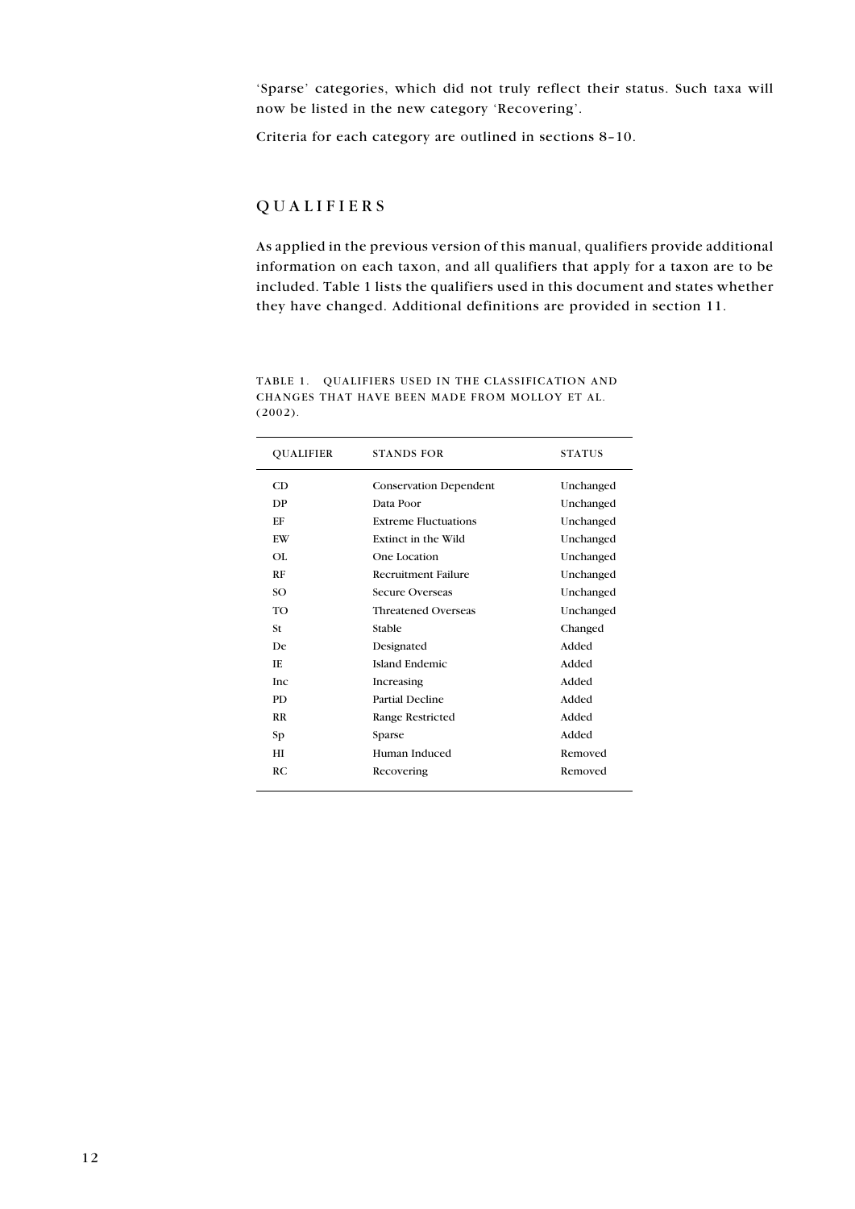'Sparse' categories, which did not truly reflect their status. Such taxa will now be listed in the new category 'Recovering'.

Criteria for each category are outlined in sections 8–10.

## QUALIFIERS

As applied in the previous version of this manual, qualifiers provide additional information on each taxon, and all qualifiers that apply for a taxon are to be included. Table 1 lists the qualifiers used in this document and states whether they have changed. Additional definitions are provided in section 11.

TABLE 1. QUALIFIERS USED IN THE CLASSIFICATION AND CHANGES THAT HAVE BEEN MADE FROM MOLLOY ET AL. (2002).

| QUALIFIER | STANDS FOR | STATUS |
|---|---|---|
| CD | Conservation Dependent | Unchanged |
| DP | Data Poor | Unchanged |
| EF | Extreme Fluctuations | Unchanged |
| EW | Extinct in the Wild | Unchanged |
| OL | One Location | Unchanged |
| RF | Recruitment Failure | Unchanged |
| SO | Secure Overseas | Unchanged |
| TO | Threatened Overseas | Unchanged |
| St | Stable | Changed |
| De | Designated | Added |
| IE | Island Endemic | Added |
| Inc | Increasing | Added |
| PD | Partial Decline | Added |
| RR | Range Restricted | Added |
| Sp | Sparse | Added |
| HI | Human Induced | Removed |
| RC | Recovering | Removed |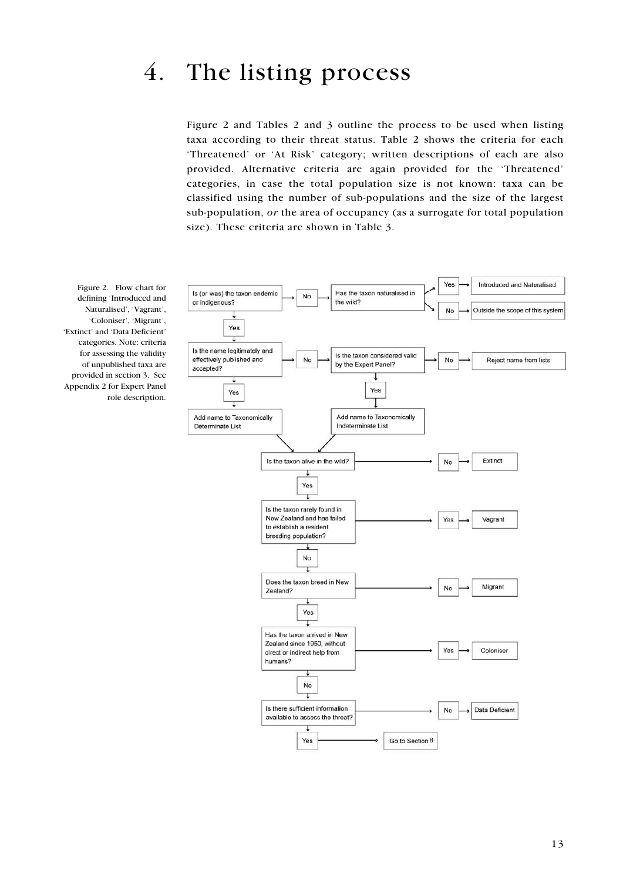# 4. The listing process

Figure 2 and Tables 2 and 3 outline the process to be used when listing taxa according to their threat status. Table 2 shows the criteria for each 'Threatened' or 'At Risk' category; written descriptions of each are also provided. Alternative criteria are again provided for the 'Threatened' categories, in case the total population size is not known: taxa can be classified using the number of sub-populations and the size of the largest sub-population, *or* the area of occupancy (as a surrogate for total population size). These criteria are shown in Table 3.

Figure 2. Flow chart for defining 'Introduced and Naturalised', 'Vagrant', 'Coloniser', 'Migrant', 'Extinct' and 'Data Deficient' categories. Note: criteria for assessing the validity of unpublished taxa are provided in section 3. See Appendix 2 for Expert Panel role description.

Is (or was) the taxon endemic or indigenous?
- No → Has the taxon naturalised in the wild?
  - Yes → Introduced and Naturalised
  - No → Outside the scope of this system
- Yes → Is the name legitimately and effectively published and accepted?
  - No → Is the taxon considered valid by the Expert Panel?
    - No → Reject name from lists
    - Yes → Add name to Taxonomically Indeterminate List
  - Yes → Add name to Taxonomically Determinate List

Is the taxon alive in the wild?
- No → Extinct
- Yes → Is the taxon rarely found in New Zealand and has failed to establish a resident breeding population?
  - Yes → Vagrant
  - No → Does the taxon breed in New Zealand?
    - No → Migrant
    - Yes → Has the taxon arrived in New Zealand since 1950, without direct or indirect help from humans?
      - Yes → Coloniser
      - No → Is there sufficient information available to assess the threat?
        - No → Data Deficient
        - Yes → Go to Section 8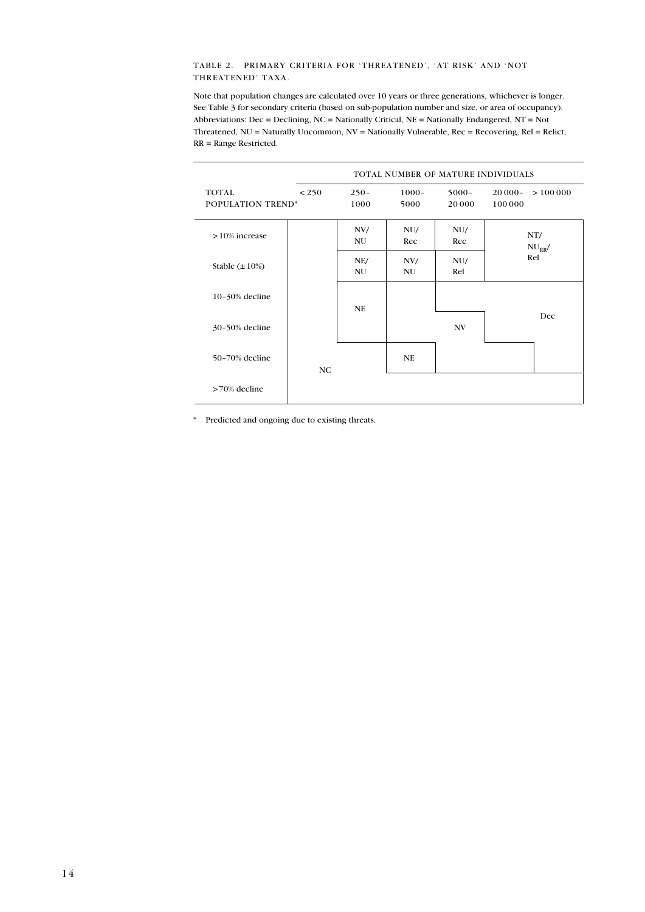TABLE 2. PRIMARY CRITERIA FOR 'THREATENED', 'AT RISK' AND 'NOT THREATENED' TAXA.

Note that population changes are calculated over 10 years or three generations, whichever is longer. See Table 3 for secondary criteria (based on sub-population number and size, or area of occupancy). Abbreviations: Dec = Declining, NC = Nationally Critical, NE = Nationally Endangered, NT = Not Threatened, NU = Naturally Uncommon, NV = Nationally Vulnerable, Rec = Recovering, Rel = Relict, RR = Range Restricted.

| | TOTAL NUMBER OF MATURE INDIVIDUALS | | | | | |
|---|---|---|---|---|---|---|
| TOTAL POPULATION TREND* | < 250 | 250–1000 | 1000–5000 | 5000–20 000 | 20 000–100 000 | > 100 000 |
| > 10% increase | NC | NV/NU | NU/Rec | NU/Rec | NT/$NU_{RR}$/Rel | NT/$NU_{RR}$/Rel |
| Stable (± 10%) | NC | NE/NU | NV/NU | NU/Rel | NT/$NU_{RR}$/Rel | NT/$NU_{RR}$/Rel |
| 10–30% decline | NC | NE | NV | Dec | Dec | Dec |
| 30–50% decline | NC | NE | NV | NV | Dec | Dec |
| 50–70% decline | NC | NC | NE | NV | NV | Dec |
| > 70% decline | NC | NC | NC | NC | NC | NC |

\* Predicted and ongoing due to existing threats.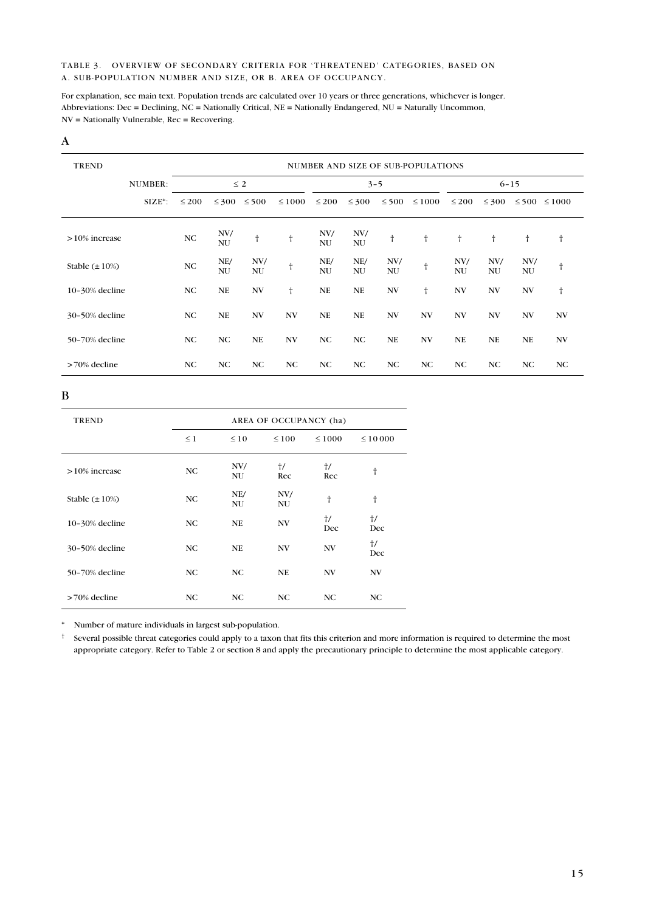TABLE 3. OVERVIEW OF SECONDARY CRITERIA FOR ‘THREATENED’ CATEGORIES, BASED ON A. SUB-POPULATION NUMBER AND SIZE, OR B. AREA OF OCCUPANCY.

For explanation, see main text. Population trends are calculated over 10 years or three generations, whichever is longer. Abbreviations: Dec = Declining, NC = Nationally Critical, NE = Nationally Endangered, NU = Naturally Uncommon, NV = Nationally Vulnerable, Rec = Recovering.

## A

| TREND | | NUMBER AND SIZE OF SUB-POPULATIONS | | | | | | | | | | | |
|---|---|---|---|---|---|---|---|---|---|---|---|---|---|
| | NUMBER: | ≤ 2 | | | | 3–5 | | | | 6–15 | | | |
| | SIZE*: | ≤ 200 | ≤ 300 | ≤ 500 | ≤ 1000 | ≤ 200 | ≤ 300 | ≤ 500 | ≤ 1000 | ≤ 200 | ≤ 300 | ≤ 500 | ≤ 1000 |
| > 10% increase | | NC | NV/ NU | † | † | NV/ NU | NV/ NU | † | † | † | † | † | † |
| Stable (± 10%) | | NC | NE/ NU | NV/ NU | † | NE/ NU | NE/ NU | NV/ NU | † | NV/ NU | NV/ NU | NV/ NU | † |
| 10–30% decline | | NC | NE | NV | † | NE | NE | NV | † | NV | NV | NV | † |
| 30–50% decline | | NC | NE | NV | NV | NE | NE | NV | NV | NV | NV | NV | NV |
| 50–70% decline | | NC | NC | NE | NV | NC | NC | NE | NV | NE | NE | NE | NV |
| > 70% decline | | NC | NC | NC | NC | NC | NC | NC | NC | NC | NC | NC | NC |

## B

| TREND | AREA OF OCCUPANCY (ha) | | | | |
|---|---|---|---|---|---|
| | ≤ 1 | ≤ 10 | ≤ 100 | ≤ 1000 | ≤ 10 000 |
| > 10% increase | NC | NV/ NU | †/ Rec | †/ Rec | † |
| Stable (± 10%) | NC | NE/ NU | NV/ NU | † | † |
| 10–30% decline | NC | NE | NV | †/ Dec | †/ Dec |
| 30–50% decline | NC | NE | NV | NV | †/ Dec |
| 50–70% decline | NC | NC | NE | NV | NV |
| > 70% decline | NC | NC | NC | NC | NC |

\* Number of mature individuals in largest sub-population.

† Several possible threat categories could apply to a taxon that fits this criterion and more information is required to determine the most appropriate category. Refer to Table 2 or section 8 and apply the precautionary principle to determine the most applicable category.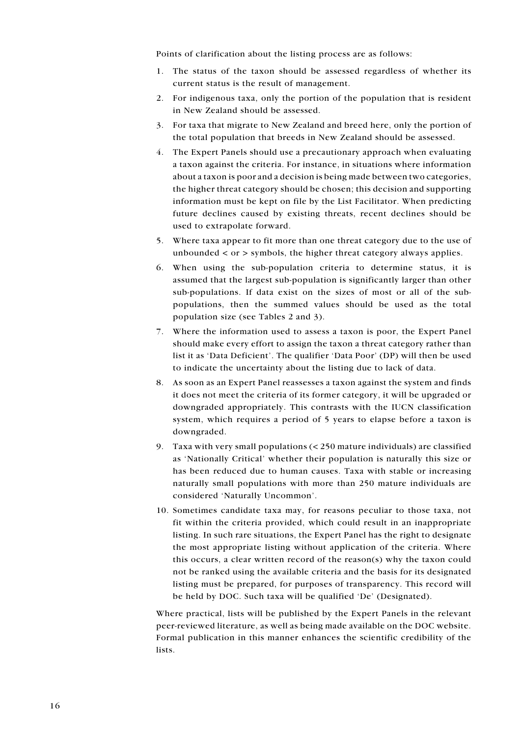Points of clarification about the listing process are as follows:

1. The status of the taxon should be assessed regardless of whether its current status is the result of management.
2. For indigenous taxa, only the portion of the population that is resident in New Zealand should be assessed.
3. For taxa that migrate to New Zealand and breed here, only the portion of the total population that breeds in New Zealand should be assessed.
4. The Expert Panels should use a precautionary approach when evaluating a taxon against the criteria. For instance, in situations where information about a taxon is poor and a decision is being made between two categories, the higher threat category should be chosen; this decision and supporting information must be kept on file by the List Facilitator. When predicting future declines caused by existing threats, recent declines should be used to extrapolate forward.
5. Where taxa appear to fit more than one threat category due to the use of unbounded < or > symbols, the higher threat category always applies.
6. When using the sub-population criteria to determine status, it is assumed that the largest sub-population is significantly larger than other sub-populations. If data exist on the sizes of most or all of the sub-populations, then the summed values should be used as the total population size (see Tables 2 and 3).
7. Where the information used to assess a taxon is poor, the Expert Panel should make every effort to assign the taxon a threat category rather than list it as 'Data Deficient'. The qualifier 'Data Poor' (DP) will then be used to indicate the uncertainty about the listing due to lack of data.
8. As soon as an Expert Panel reassesses a taxon against the system and finds it does not meet the criteria of its former category, it will be upgraded or downgraded appropriately. This contrasts with the IUCN classification system, which requires a period of 5 years to elapse before a taxon is downgraded.
9. Taxa with very small populations (< 250 mature individuals) are classified as 'Nationally Critical' whether their population is naturally this size or has been reduced due to human causes. Taxa with stable or increasing naturally small populations with more than 250 mature individuals are considered 'Naturally Uncommon'.
10. Sometimes candidate taxa may, for reasons peculiar to those taxa, not fit within the criteria provided, which could result in an inappropriate listing. In such rare situations, the Expert Panel has the right to designate the most appropriate listing without application of the criteria. Where this occurs, a clear written record of the reason(s) why the taxon could not be ranked using the available criteria and the basis for its designated listing must be prepared, for purposes of transparency. This record will be held by DOC. Such taxa will be qualified 'De' (Designated).

Where practical, lists will be published by the Expert Panels in the relevant peer-reviewed literature, as well as being made available on the DOC website. Formal publication in this manner enhances the scientific credibility of the lists.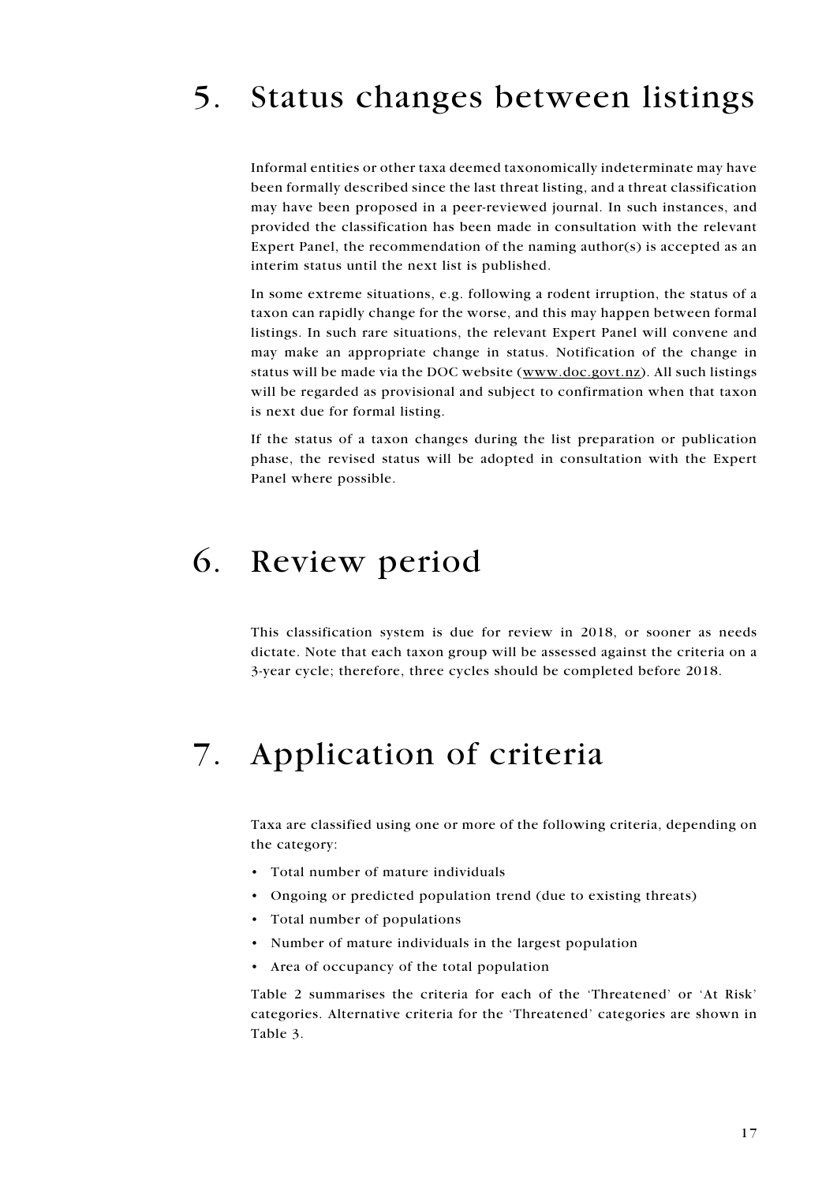# 5. Status changes between listings

Informal entities or other taxa deemed taxonomically indeterminate may have been formally described since the last threat listing, and a threat classification may have been proposed in a peer-reviewed journal. In such instances, and provided the classification has been made in consultation with the relevant Expert Panel, the recommendation of the naming author(s) is accepted as an interim status until the next list is published.

In some extreme situations, e.g. following a rodent irruption, the status of a taxon can rapidly change for the worse, and this may happen between formal listings. In such rare situations, the relevant Expert Panel will convene and may make an appropriate change in status. Notification of the change in status will be made via the DOC website (www.doc.govt.nz). All such listings will be regarded as provisional and subject to confirmation when that taxon is next due for formal listing.

If the status of a taxon changes during the list preparation or publication phase, the revised status will be adopted in consultation with the Expert Panel where possible.

# 6. Review period

This classification system is due for review in 2018, or sooner as needs dictate. Note that each taxon group will be assessed against the criteria on a 3-year cycle; therefore, three cycles should be completed before 2018.

# 7. Application of criteria

Taxa are classified using one or more of the following criteria, depending on the category:

- Total number of mature individuals
- Ongoing or predicted population trend (due to existing threats)
- Total number of populations
- Number of mature individuals in the largest population
- Area of occupancy of the total population

Table 2 summarises the criteria for each of the 'Threatened' or 'At Risk' categories. Alternative criteria for the 'Threatened' categories are shown in Table 3.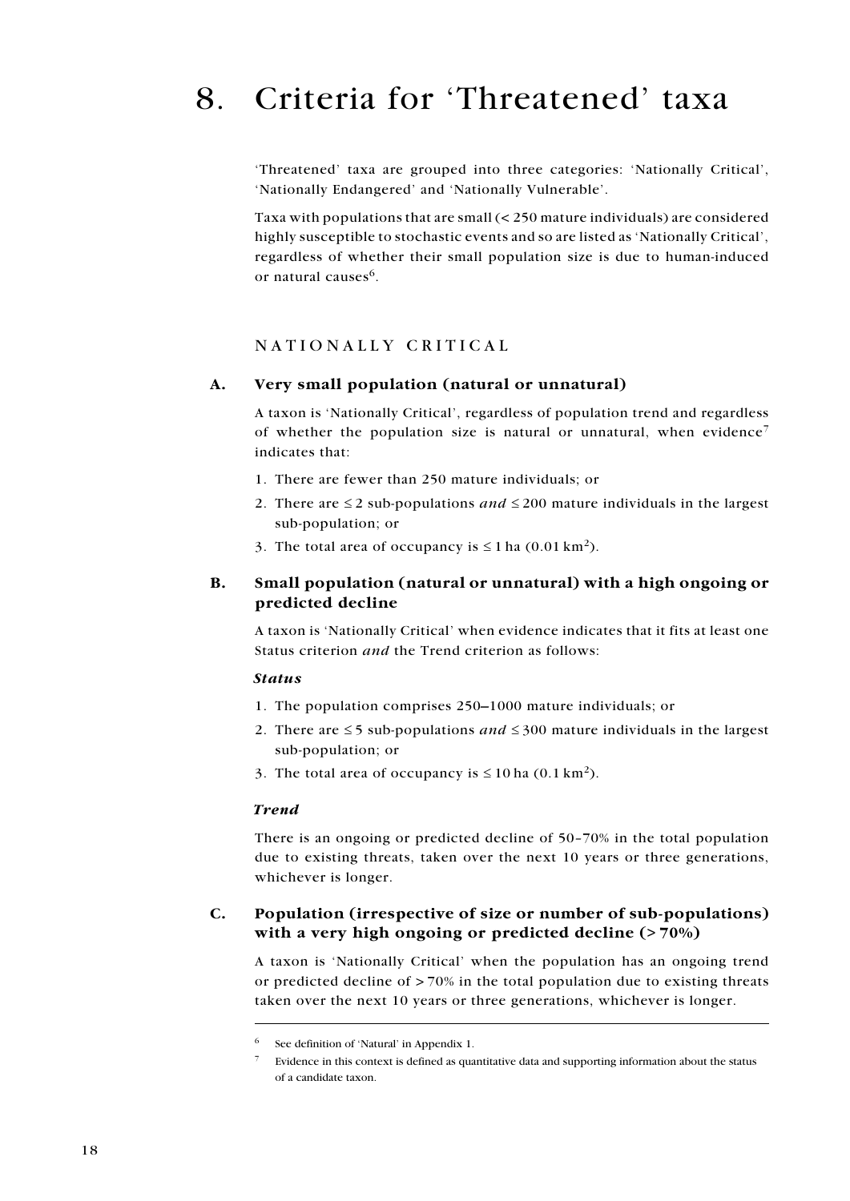# 8. Criteria for 'Threatened' taxa

'Threatened' taxa are grouped into three categories: 'Nationally Critical', 'Nationally Endangered' and 'Nationally Vulnerable'.

Taxa with populations that are small (< 250 mature individuals) are considered highly susceptible to stochastic events and so are listed as 'Nationally Critical', regardless of whether their small population size is due to human-induced or natural causes[6].

## NATIONALLY CRITICAL

### A. Very small population (natural or unnatural)

A taxon is 'Nationally Critical', regardless of population trend and regardless of whether the population size is natural or unnatural, when evidence[7] indicates that:

1. There are fewer than 250 mature individuals; or
2. There are ≤ 2 sub-populations *and* ≤ 200 mature individuals in the largest sub-population; or
3. The total area of occupancy is ≤ 1 ha (0.01 $km^2$).

### B. Small population (natural or unnatural) with a high ongoing or predicted decline

A taxon is 'Nationally Critical' when evidence indicates that it fits at least one Status criterion *and* the Trend criterion as follows:

***Status***

1. The population comprises 250–1000 mature individuals; or
2. There are ≤ 5 sub-populations *and* ≤ 300 mature individuals in the largest sub-population; or
3. The total area of occupancy is ≤ 10 ha (0.1 $km^2$).

***Trend***

There is an ongoing or predicted decline of 50–70% in the total population due to existing threats, taken over the next 10 years or three generations, whichever is longer.

### C. Population (irrespective of size or number of sub-populations) with a very high ongoing or predicted decline (> 70%)

A taxon is 'Nationally Critical' when the population has an ongoing trend or predicted decline of > 70% in the total population due to existing threats taken over the next 10 years or three generations, whichever is longer.

---

[6] See definition of 'Natural' in Appendix 1.

[7] Evidence in this context is defined as quantitative data and supporting information about the status of a candidate taxon.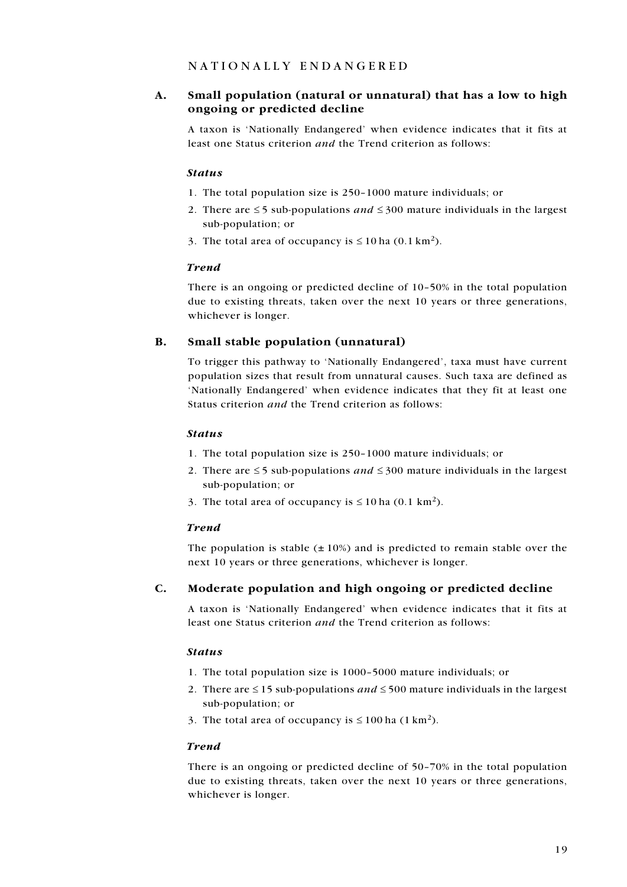## NATIONALLY ENDANGERED

### A. Small population (natural or unnatural) that has a low to high ongoing or predicted decline

A taxon is 'Nationally Endangered' when evidence indicates that it fits at least one Status criterion *and* the Trend criterion as follows:

***Status***

1. The total population size is 250–1000 mature individuals; or
2. There are ≤ 5 sub-populations *and* ≤ 300 mature individuals in the largest sub-population; or
3. The total area of occupancy is ≤ 10 ha (0.1 $km^2$).

***Trend***

There is an ongoing or predicted decline of 10–50% in the total population due to existing threats, taken over the next 10 years or three generations, whichever is longer.

### B. Small stable population (unnatural)

To trigger this pathway to 'Nationally Endangered', taxa must have current population sizes that result from unnatural causes. Such taxa are defined as 'Nationally Endangered' when evidence indicates that they fit at least one Status criterion *and* the Trend criterion as follows:

***Status***

1. The total population size is 250–1000 mature individuals; or
2. There are ≤ 5 sub-populations *and* ≤ 300 mature individuals in the largest sub-population; or
3. The total area of occupancy is ≤ 10 ha (0.1 $km^2$).

***Trend***

The population is stable (± 10%) and is predicted to remain stable over the next 10 years or three generations, whichever is longer.

### C. Moderate population and high ongoing or predicted decline

A taxon is 'Nationally Endangered' when evidence indicates that it fits at least one Status criterion *and* the Trend criterion as follows:

***Status***

1. The total population size is 1000–5000 mature individuals; or
2. There are ≤ 15 sub-populations *and* ≤ 500 mature individuals in the largest sub-population; or
3. The total area of occupancy is ≤ 100 ha (1 $km^2$).

***Trend***

There is an ongoing or predicted decline of 50–70% in the total population due to existing threats, taken over the next 10 years or three generations, whichever is longer.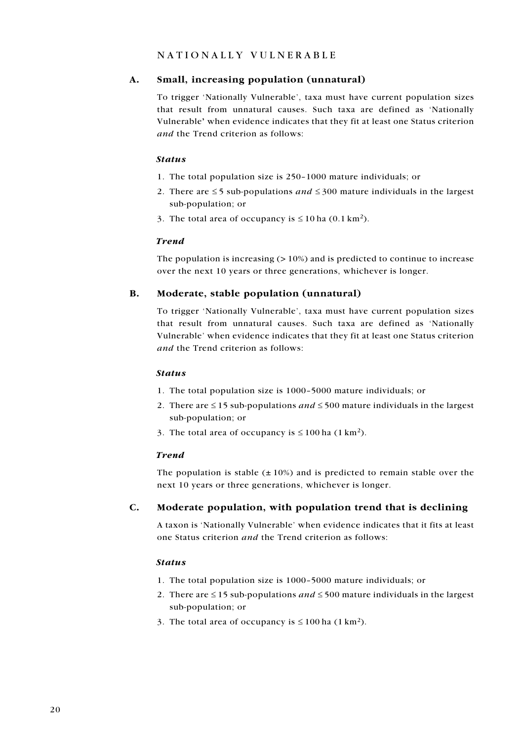## NATIONALLY VULNERABLE

### A. Small, increasing population (unnatural)

To trigger 'Nationally Vulnerable', taxa must have current population sizes that result from unnatural causes. Such taxa are defined as 'Nationally Vulnerable' when evidence indicates that they fit at least one Status criterion *and* the Trend criterion as follows:

***Status***

1. The total population size is 250–1000 mature individuals; or
2. There are ≤ 5 sub-populations *and* ≤ 300 mature individuals in the largest sub-population; or
3. The total area of occupancy is ≤ 10 ha (0.1 $km^2$).

***Trend***

The population is increasing (> 10%) and is predicted to continue to increase over the next 10 years or three generations, whichever is longer.

### B. Moderate, stable population (unnatural)

To trigger 'Nationally Vulnerable', taxa must have current population sizes that result from unnatural causes. Such taxa are defined as 'Nationally Vulnerable' when evidence indicates that they fit at least one Status criterion *and* the Trend criterion as follows:

***Status***

1. The total population size is 1000–5000 mature individuals; or
2. There are ≤ 15 sub-populations *and* ≤ 500 mature individuals in the largest sub-population; or
3. The total area of occupancy is ≤ 100 ha (1 $km^2$).

***Trend***

The population is stable (± 10%) and is predicted to remain stable over the next 10 years or three generations, whichever is longer.

### C. Moderate population, with population trend that is declining

A taxon is 'Nationally Vulnerable' when evidence indicates that it fits at least one Status criterion *and* the Trend criterion as follows:

***Status***

1. The total population size is 1000–5000 mature individuals; or
2. There are ≤ 15 sub-populations *and* ≤ 500 mature individuals in the largest sub-population; or
3. The total area of occupancy is ≤ 100 ha (1 $km^2$).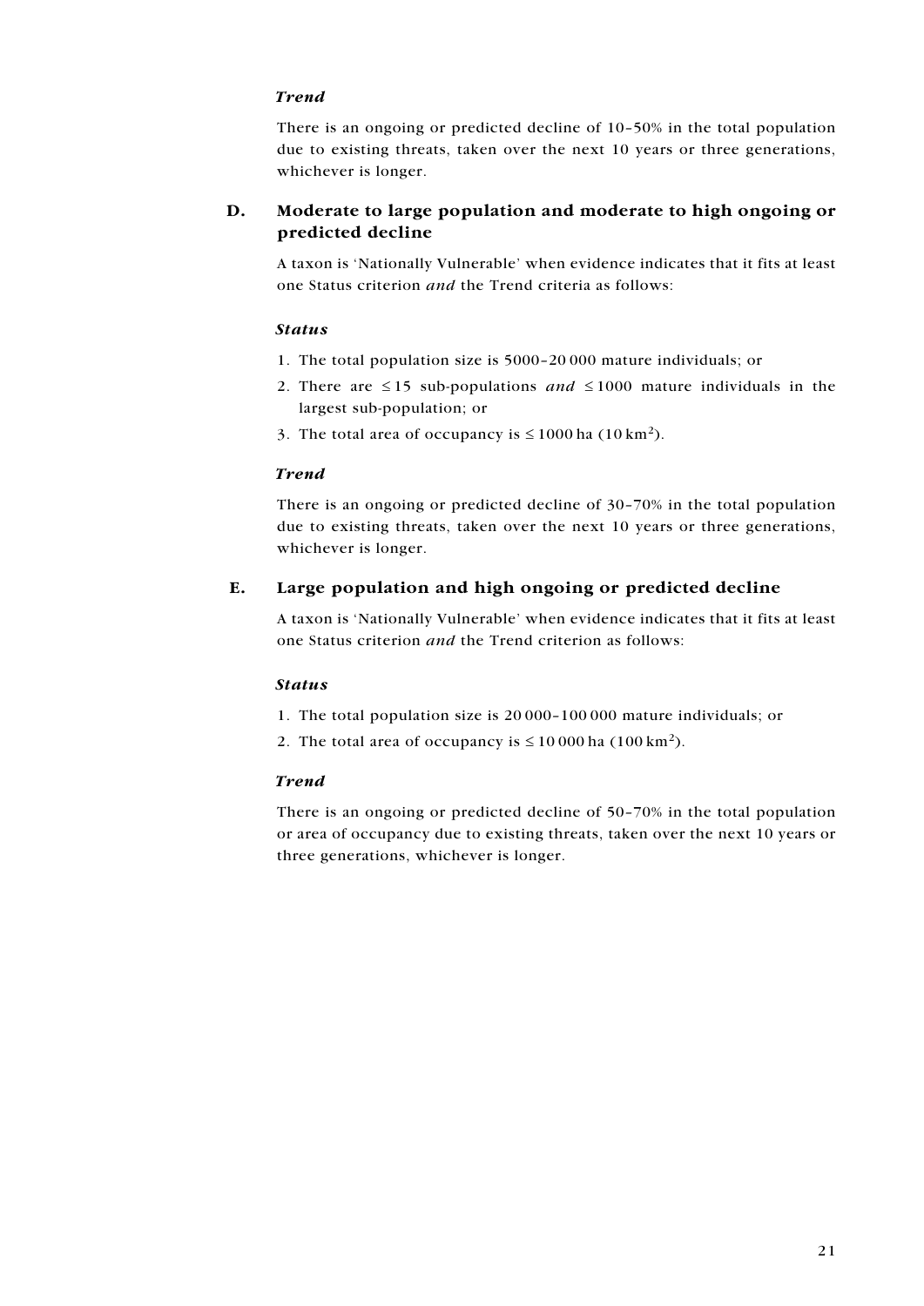***Trend***

There is an ongoing or predicted decline of 10–50% in the total population due to existing threats, taken over the next 10 years or three generations, whichever is longer.

## D. Moderate to large population and moderate to high ongoing or predicted decline

A taxon is 'Nationally Vulnerable' when evidence indicates that it fits at least one Status criterion *and* the Trend criteria as follows:

***Status***

1. The total population size is 5000–20 000 mature individuals; or
2. There are ≤ 15 sub-populations *and* ≤ 1000 mature individuals in the largest sub-population; or
3. The total area of occupancy is ≤ 1000 ha (10 $km^2$).

***Trend***

There is an ongoing or predicted decline of 30–70% in the total population due to existing threats, taken over the next 10 years or three generations, whichever is longer.

## E. Large population and high ongoing or predicted decline

A taxon is 'Nationally Vulnerable' when evidence indicates that it fits at least one Status criterion *and* the Trend criterion as follows:

***Status***

1. The total population size is 20 000–100 000 mature individuals; or
2. The total area of occupancy is ≤ 10 000 ha (100 $km^2$).

***Trend***

There is an ongoing or predicted decline of 50–70% in the total population or area of occupancy due to existing threats, taken over the next 10 years or three generations, whichever is longer.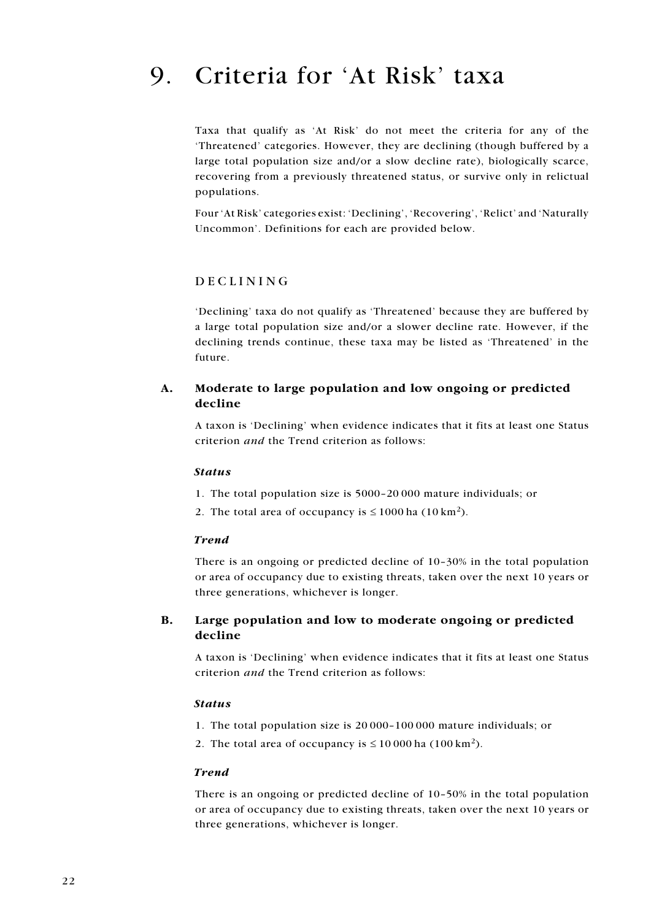# 9. Criteria for 'At Risk' taxa

Taxa that qualify as 'At Risk' do not meet the criteria for any of the 'Threatened' categories. However, they are declining (though buffered by a large total population size and/or a slow decline rate), biologically scarce, recovering from a previously threatened status, or survive only in relictual populations.

Four 'At Risk' categories exist: 'Declining', 'Recovering', 'Relict' and 'Naturally Uncommon'. Definitions for each are provided below.

## DECLINING

'Declining' taxa do not qualify as 'Threatened' because they are buffered by a large total population size and/or a slower decline rate. However, if the declining trends continue, these taxa may be listed as 'Threatened' in the future.

### A. Moderate to large population and low ongoing or predicted decline

A taxon is 'Declining' when evidence indicates that it fits at least one Status criterion *and* the Trend criterion as follows:

***Status***

1. The total population size is 5000–20 000 mature individuals; or
2. The total area of occupancy is ≤ 1000 ha (10 $km^2$).

***Trend***

There is an ongoing or predicted decline of 10–30% in the total population or area of occupancy due to existing threats, taken over the next 10 years or three generations, whichever is longer.

### B. Large population and low to moderate ongoing or predicted decline

A taxon is 'Declining' when evidence indicates that it fits at least one Status criterion *and* the Trend criterion as follows:

***Status***

1. The total population size is 20 000–100 000 mature individuals; or
2. The total area of occupancy is ≤ 10 000 ha (100 $km^2$).

***Trend***

There is an ongoing or predicted decline of 10–50% in the total population or area of occupancy due to existing threats, taken over the next 10 years or three generations, whichever is longer.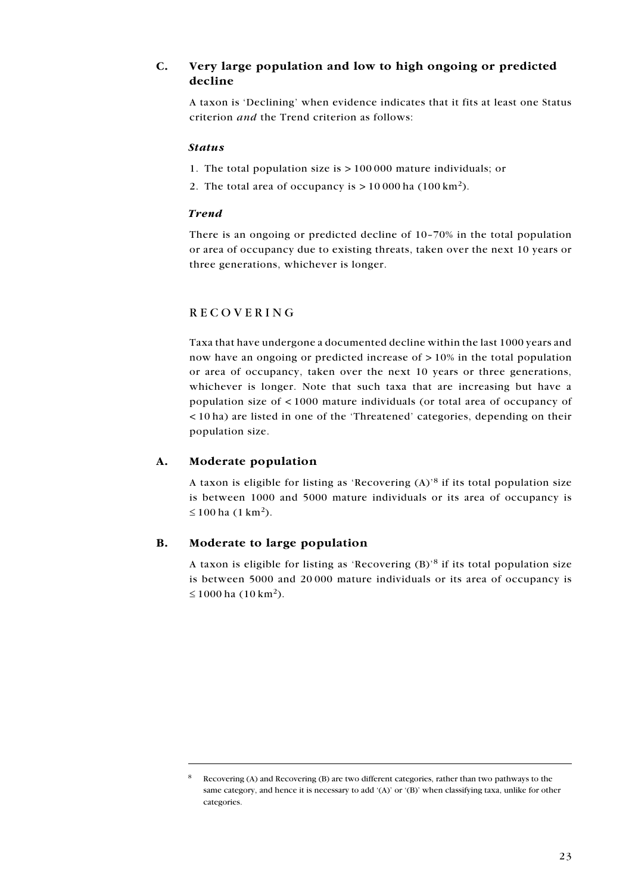### C. Very large population and low to high ongoing or predicted decline

A taxon is 'Declining' when evidence indicates that it fits at least one Status criterion *and* the Trend criterion as follows:

#### *Status*

1. The total population size is > 100 000 mature individuals; or
2. The total area of occupancy is > 10 000 ha (100 $km^2$).

#### *Trend*

There is an ongoing or predicted decline of 10–70% in the total population or area of occupancy due to existing threats, taken over the next 10 years or three generations, whichever is longer.

## RECOVERING

Taxa that have undergone a documented decline within the last 1000 years and now have an ongoing or predicted increase of > 10% in the total population or area of occupancy, taken over the next 10 years or three generations, whichever is longer. Note that such taxa that are increasing but have a population size of < 1000 mature individuals (or total area of occupancy of < 10 ha) are listed in one of the 'Threatened' categories, depending on their population size.

### A. Moderate population

A taxon is eligible for listing as 'Recovering (A)'[8] if its total population size is between 1000 and 5000 mature individuals or its area of occupancy is ≤ 100 ha (1 $km^2$).

### B. Moderate to large population

A taxon is eligible for listing as 'Recovering (B)'[8] if its total population size is between 5000 and 20 000 mature individuals or its area of occupancy is ≤ 1000 ha (10 $km^2$).

---

[8] Recovering (A) and Recovering (B) are two different categories, rather than two pathways to the same category, and hence it is necessary to add '(A)' or '(B)' when classifying taxa, unlike for other categories.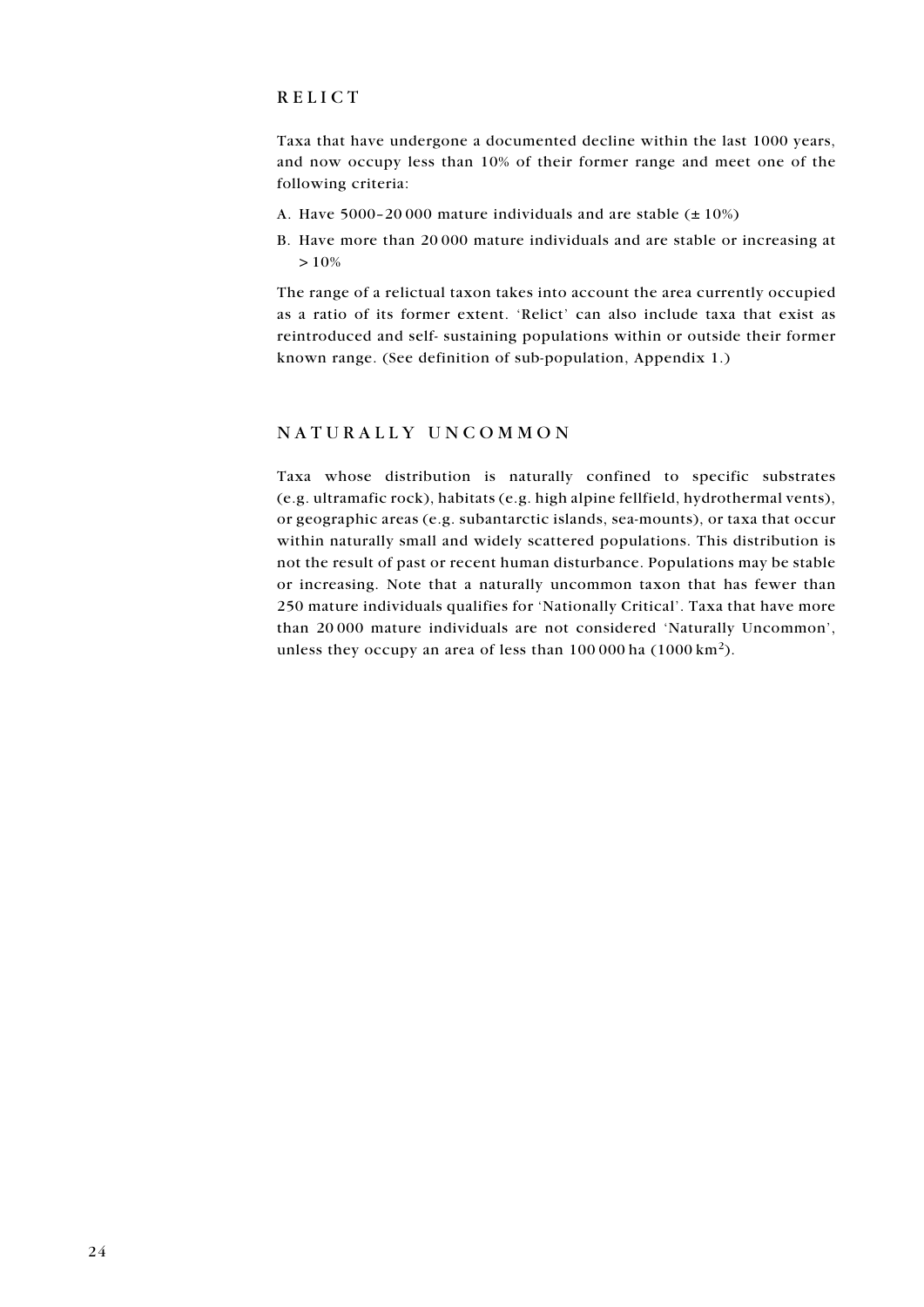## RELICT

Taxa that have undergone a documented decline within the last 1000 years, and now occupy less than 10% of their former range and meet one of the following criteria:

A. Have 5000–20 000 mature individuals and are stable (± 10%)

B. Have more than 20 000 mature individuals and are stable or increasing at > 10%

The range of a relictual taxon takes into account the area currently occupied as a ratio of its former extent. 'Relict' can also include taxa that exist as reintroduced and self- sustaining populations within or outside their former known range. (See definition of sub-population, Appendix 1.)

## NATURALLY UNCOMMON

Taxa whose distribution is naturally confined to specific substrates (e.g. ultramafic rock), habitats (e.g. high alpine fellfield, hydrothermal vents), or geographic areas (e.g. subantarctic islands, sea-mounts), or taxa that occur within naturally small and widely scattered populations. This distribution is not the result of past or recent human disturbance. Populations may be stable or increasing. Note that a naturally uncommon taxon that has fewer than 250 mature individuals qualifies for 'Nationally Critical'. Taxa that have more than 20 000 mature individuals are not considered 'Naturally Uncommon', unless they occupy an area of less than 100 000 ha (1000 $km^2$).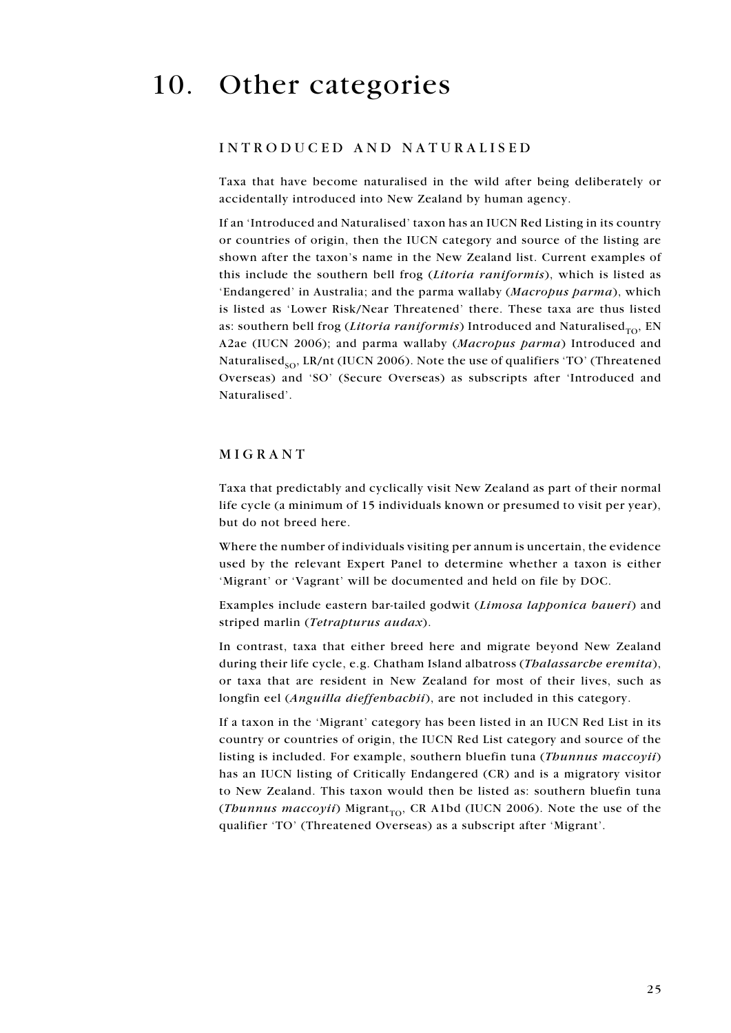# 10. Other categories

## INTRODUCED AND NATURALISED

Taxa that have become naturalised in the wild after being deliberately or accidentally introduced into New Zealand by human agency.

If an 'Introduced and Naturalised' taxon has an IUCN Red Listing in its country or countries of origin, then the IUCN category and source of the listing are shown after the taxon's name in the New Zealand list. Current examples of this include the southern bell frog (*Litoria raniformis*), which is listed as 'Endangered' in Australia; and the parma wallaby (*Macropus parma*), which is listed as 'Lower Risk/Near Threatened' there. These taxa are thus listed as: southern bell frog (*Litoria raniformis*) Introduced and Naturalised$_{TO}$, EN A2ae (IUCN 2006); and parma wallaby (*Macropus parma*) Introduced and Naturalised$_{SO}$, LR/nt (IUCN 2006). Note the use of qualifiers 'TO' (Threatened Overseas) and 'SO' (Secure Overseas) as subscripts after 'Introduced and Naturalised'.

## MIGRANT

Taxa that predictably and cyclically visit New Zealand as part of their normal life cycle (a minimum of 15 individuals known or presumed to visit per year), but do not breed here.

Where the number of individuals visiting per annum is uncertain, the evidence used by the relevant Expert Panel to determine whether a taxon is either 'Migrant' or 'Vagrant' will be documented and held on file by DOC.

Examples include eastern bar-tailed godwit (*Limosa lapponica baueri*) and striped marlin (*Tetrapturus audax*).

In contrast, taxa that either breed here and migrate beyond New Zealand during their life cycle, e.g. Chatham Island albatross (*Thalassarche eremita*), or taxa that are resident in New Zealand for most of their lives, such as longfin eel (*Anguilla dieffenbachii*), are not included in this category.

If a taxon in the 'Migrant' category has been listed in an IUCN Red List in its country or countries of origin, the IUCN Red List category and source of the listing is included. For example, southern bluefin tuna (*Thunnus maccoyii*) has an IUCN listing of Critically Endangered (CR) and is a migratory visitor to New Zealand. This taxon would then be listed as: southern bluefin tuna (*Thunnus maccoyii*) Migrant$_{TO}$, CR A1bd (IUCN 2006). Note the use of the qualifier 'TO' (Threatened Overseas) as a subscript after 'Migrant'.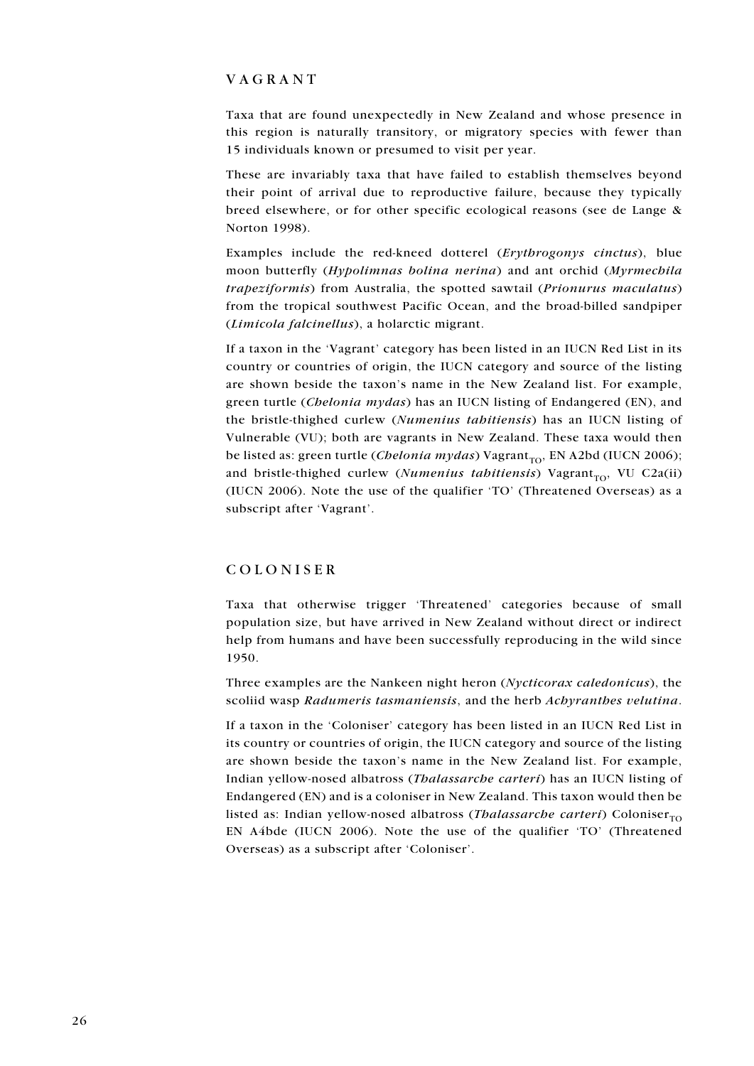## VAGRANT

Taxa that are found unexpectedly in New Zealand and whose presence in this region is naturally transitory, or migratory species with fewer than 15 individuals known or presumed to visit per year.

These are invariably taxa that have failed to establish themselves beyond their point of arrival due to reproductive failure, because they typically breed elsewhere, or for other specific ecological reasons (see de Lange & Norton 1998).

Examples include the red-kneed dotterel (*Erythrogonys cinctus*), blue moon butterfly (*Hypolimnas bolina nerina*) and ant orchid (*Myrmechila trapeziformis*) from Australia, the spotted sawtail (*Prionurus maculatus*) from the tropical southwest Pacific Ocean, and the broad-billed sandpiper (*Limicola falcinellus*), a holarctic migrant.

If a taxon in the 'Vagrant' category has been listed in an IUCN Red List in its country or countries of origin, the IUCN category and source of the listing are shown beside the taxon's name in the New Zealand list. For example, green turtle (*Chelonia mydas*) has an IUCN listing of Endangered (EN), and the bristle-thighed curlew (*Numenius tahitiensis*) has an IUCN listing of Vulnerable (VU); both are vagrants in New Zealand. These taxa would then be listed as: green turtle (*Chelonia mydas*) Vagrant$_{TO}$, EN A2bd (IUCN 2006); and bristle-thighed curlew (*Numenius tahitiensis*) Vagrant$_{TO}$, VU C2a(ii) (IUCN 2006). Note the use of the qualifier 'TO' (Threatened Overseas) as a subscript after 'Vagrant'.

## COLONISER

Taxa that otherwise trigger 'Threatened' categories because of small population size, but have arrived in New Zealand without direct or indirect help from humans and have been successfully reproducing in the wild since 1950.

Three examples are the Nankeen night heron (*Nycticorax caledonicus*), the scoliid wasp *Radumeris tasmaniensis*, and the herb *Achyranthes velutina*.

If a taxon in the 'Coloniser' category has been listed in an IUCN Red List in its country or countries of origin, the IUCN category and source of the listing are shown beside the taxon's name in the New Zealand list. For example, Indian yellow-nosed albatross (*Thalassarche carteri*) has an IUCN listing of Endangered (EN) and is a coloniser in New Zealand. This taxon would then be listed as: Indian yellow-nosed albatross (*Thalassarche carteri*) Coloniser$_{TO}$ EN A4bde (IUCN 2006). Note the use of the qualifier 'TO' (Threatened Overseas) as a subscript after 'Coloniser'.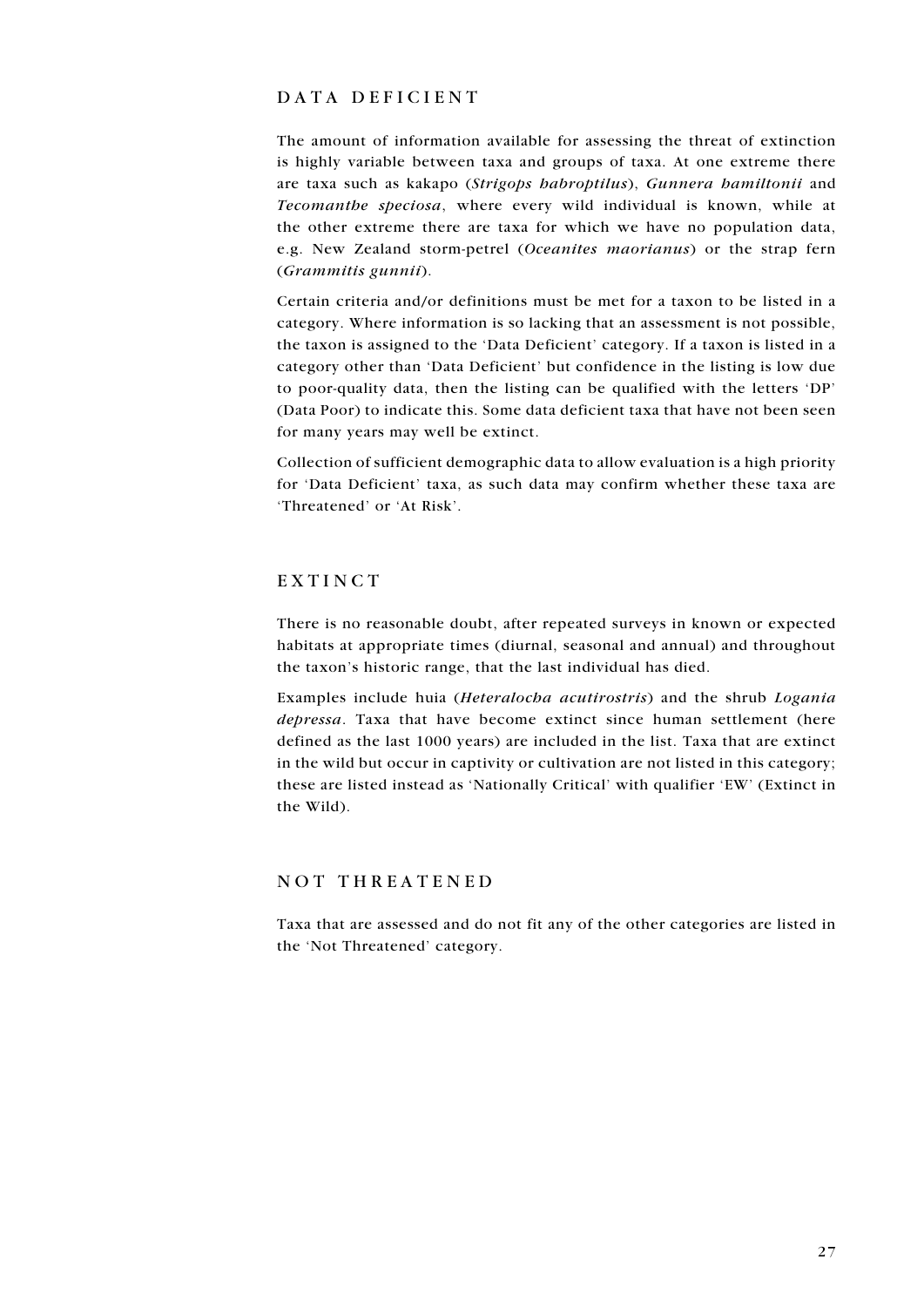## DATA DEFICIENT

The amount of information available for assessing the threat of extinction is highly variable between taxa and groups of taxa. At one extreme there are taxa such as kakapo (*Strigops habroptilus*), *Gunnera hamiltonii* and *Tecomanthe speciosa*, where every wild individual is known, while at the other extreme there are taxa for which we have no population data, e.g. New Zealand storm-petrel (*Oceanites maorianus*) or the strap fern (*Grammitis gunnii*).

Certain criteria and/or definitions must be met for a taxon to be listed in a category. Where information is so lacking that an assessment is not possible, the taxon is assigned to the 'Data Deficient' category. If a taxon is listed in a category other than 'Data Deficient' but confidence in the listing is low due to poor-quality data, then the listing can be qualified with the letters 'DP' (Data Poor) to indicate this. Some data deficient taxa that have not been seen for many years may well be extinct.

Collection of sufficient demographic data to allow evaluation is a high priority for 'Data Deficient' taxa, as such data may confirm whether these taxa are 'Threatened' or 'At Risk'.

## EXTINCT

There is no reasonable doubt, after repeated surveys in known or expected habitats at appropriate times (diurnal, seasonal and annual) and throughout the taxon's historic range, that the last individual has died.

Examples include huia (*Heteralocha acutirostris*) and the shrub *Logania depressa*. Taxa that have become extinct since human settlement (here defined as the last 1000 years) are included in the list. Taxa that are extinct in the wild but occur in captivity or cultivation are not listed in this category; these are listed instead as 'Nationally Critical' with qualifier 'EW' (Extinct in the Wild).

## NOT THREATENED

Taxa that are assessed and do not fit any of the other categories are listed in the 'Not Threatened' category.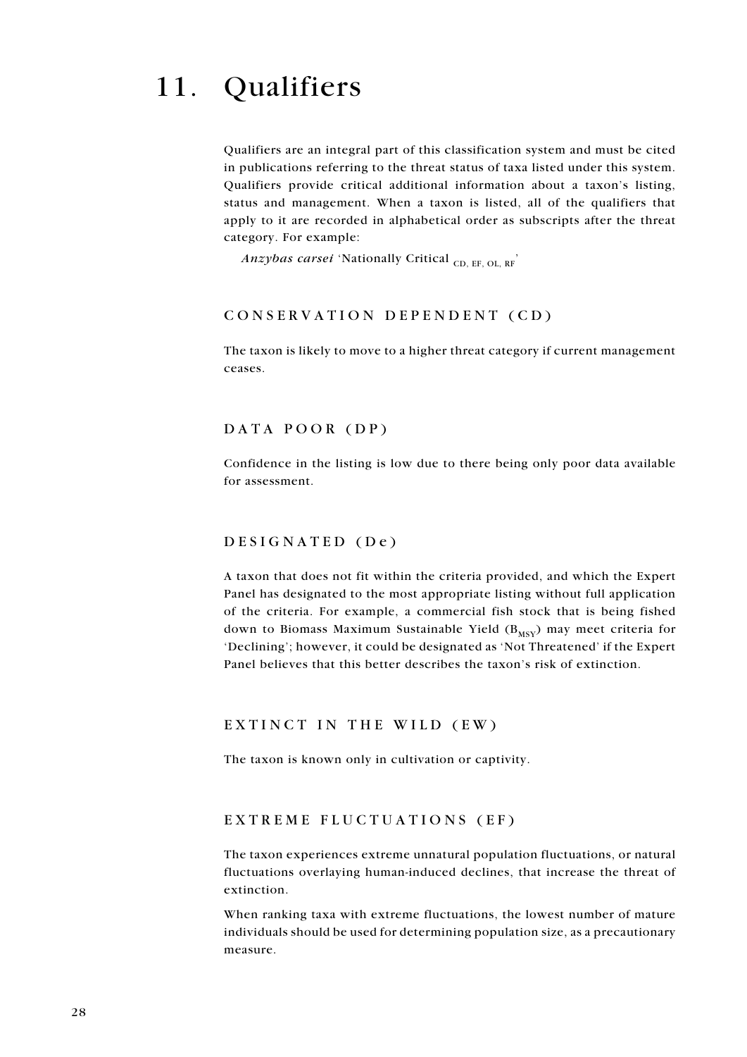# 11. Qualifiers

Qualifiers are an integral part of this classification system and must be cited in publications referring to the threat status of taxa listed under this system. Qualifiers provide critical additional information about a taxon's listing, status and management. When a taxon is listed, all of the qualifiers that apply to it are recorded in alphabetical order as subscripts after the threat category. For example:

*Anzybas carsei* 'Nationally Critical $_{\text{CD, EF, OL, RF}}$'

## CONSERVATION DEPENDENT (CD)

The taxon is likely to move to a higher threat category if current management ceases.

## DATA POOR (DP)

Confidence in the listing is low due to there being only poor data available for assessment.

## DESIGNATED (De)

A taxon that does not fit within the criteria provided, and which the Expert Panel has designated to the most appropriate listing without full application of the criteria. For example, a commercial fish stock that is being fished down to Biomass Maximum Sustainable Yield ($B_{MSY}$) may meet criteria for 'Declining'; however, it could be designated as 'Not Threatened' if the Expert Panel believes that this better describes the taxon's risk of extinction.

## EXTINCT IN THE WILD (EW)

The taxon is known only in cultivation or captivity.

## EXTREME FLUCTUATIONS (EF)

The taxon experiences extreme unnatural population fluctuations, or natural fluctuations overlaying human-induced declines, that increase the threat of extinction.

When ranking taxa with extreme fluctuations, the lowest number of mature individuals should be used for determining population size, as a precautionary measure.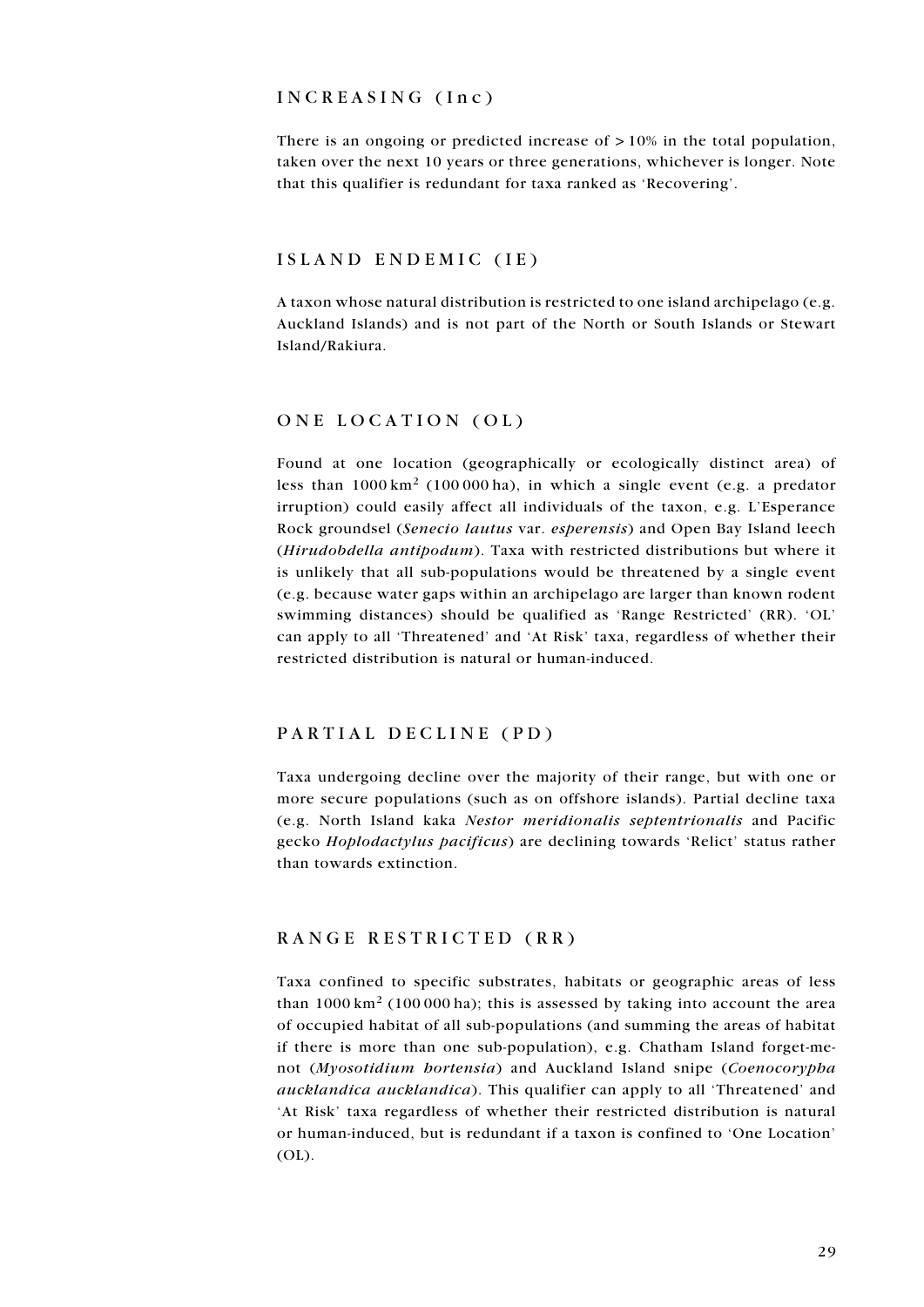## INCREASING (Inc)

There is an ongoing or predicted increase of > 10% in the total population, taken over the next 10 years or three generations, whichever is longer. Note that this qualifier is redundant for taxa ranked as 'Recovering'.

## ISLAND ENDEMIC (IE)

A taxon whose natural distribution is restricted to one island archipelago (e.g. Auckland Islands) and is not part of the North or South Islands or Stewart Island/Rakiura.

## ONE LOCATION (OL)

Found at one location (geographically or ecologically distinct area) of less than 1000 km$^2$ (100 000 ha), in which a single event (e.g. a predator irruption) could easily affect all individuals of the taxon, e.g. L'Esperance Rock groundsel (*Senecio lautus* var. *esperensis*) and Open Bay Island leech (*Hirudobdella antipodum*). Taxa with restricted distributions but where it is unlikely that all sub-populations would be threatened by a single event (e.g. because water gaps within an archipelago are larger than known rodent swimming distances) should be qualified as 'Range Restricted' (RR). 'OL' can apply to all 'Threatened' and 'At Risk' taxa, regardless of whether their restricted distribution is natural or human-induced.

## PARTIAL DECLINE (PD)

Taxa undergoing decline over the majority of their range, but with one or more secure populations (such as on offshore islands). Partial decline taxa (e.g. North Island kaka *Nestor meridionalis septentrionalis* and Pacific gecko *Hoplodactylus pacificus*) are declining towards 'Relict' status rather than towards extinction.

## RANGE RESTRICTED (RR)

Taxa confined to specific substrates, habitats or geographic areas of less than 1000 km$^2$ (100 000 ha); this is assessed by taking into account the area of occupied habitat of all sub-populations (and summing the areas of habitat if there is more than one sub-population), e.g. Chatham Island forget-me-not (*Myosotidium hortensia*) and Auckland Island snipe (*Coenocorypha aucklandica aucklandica*). This qualifier can apply to all 'Threatened' and 'At Risk' taxa regardless of whether their restricted distribution is natural or human-induced, but is redundant if a taxon is confined to 'One Location' (OL).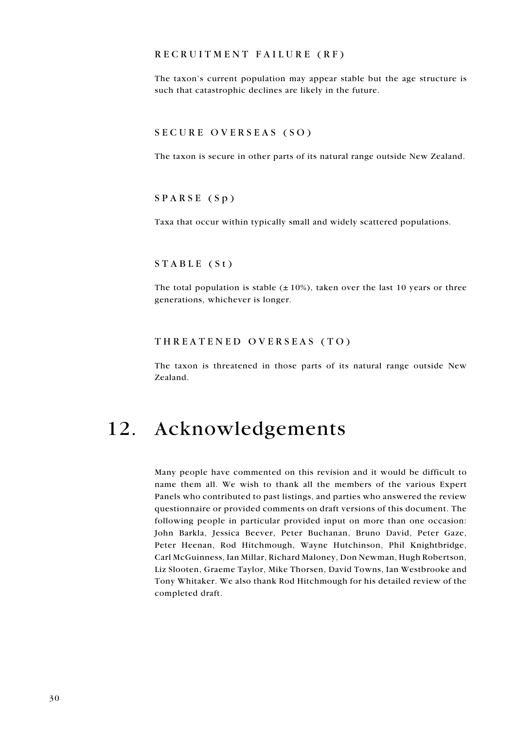### RECRUITMENT FAILURE (RF)

The taxon's current population may appear stable but the age structure is such that catastrophic declines are likely in the future.

### SECURE OVERSEAS (SO)

The taxon is secure in other parts of its natural range outside New Zealand.

### SPARSE (Sp)

Taxa that occur within typically small and widely scattered populations.

### STABLE (St)

The total population is stable (± 10%), taken over the last 10 years or three generations, whichever is longer.

### THREATENED OVERSEAS (TO)

The taxon is threatened in those parts of its natural range outside New Zealand.

# 12. Acknowledgements

Many people have commented on this revision and it would be difficult to name them all. We wish to thank all the members of the various Expert Panels who contributed to past listings, and parties who answered the review questionnaire or provided comments on draft versions of this document. The following people in particular provided input on more than one occasion: John Barkla, Jessica Beever, Peter Buchanan, Bruno David, Peter Gaze, Peter Heenan, Rod Hitchmough, Wayne Hutchinson, Phil Knightbridge, Carl McGuinness, Ian Millar, Richard Maloney, Don Newman, Hugh Robertson, Liz Slooten, Graeme Taylor, Mike Thorsen, David Towns, Ian Westbrooke and Tony Whitaker. We also thank Rod Hitchmough for his detailed review of the completed draft.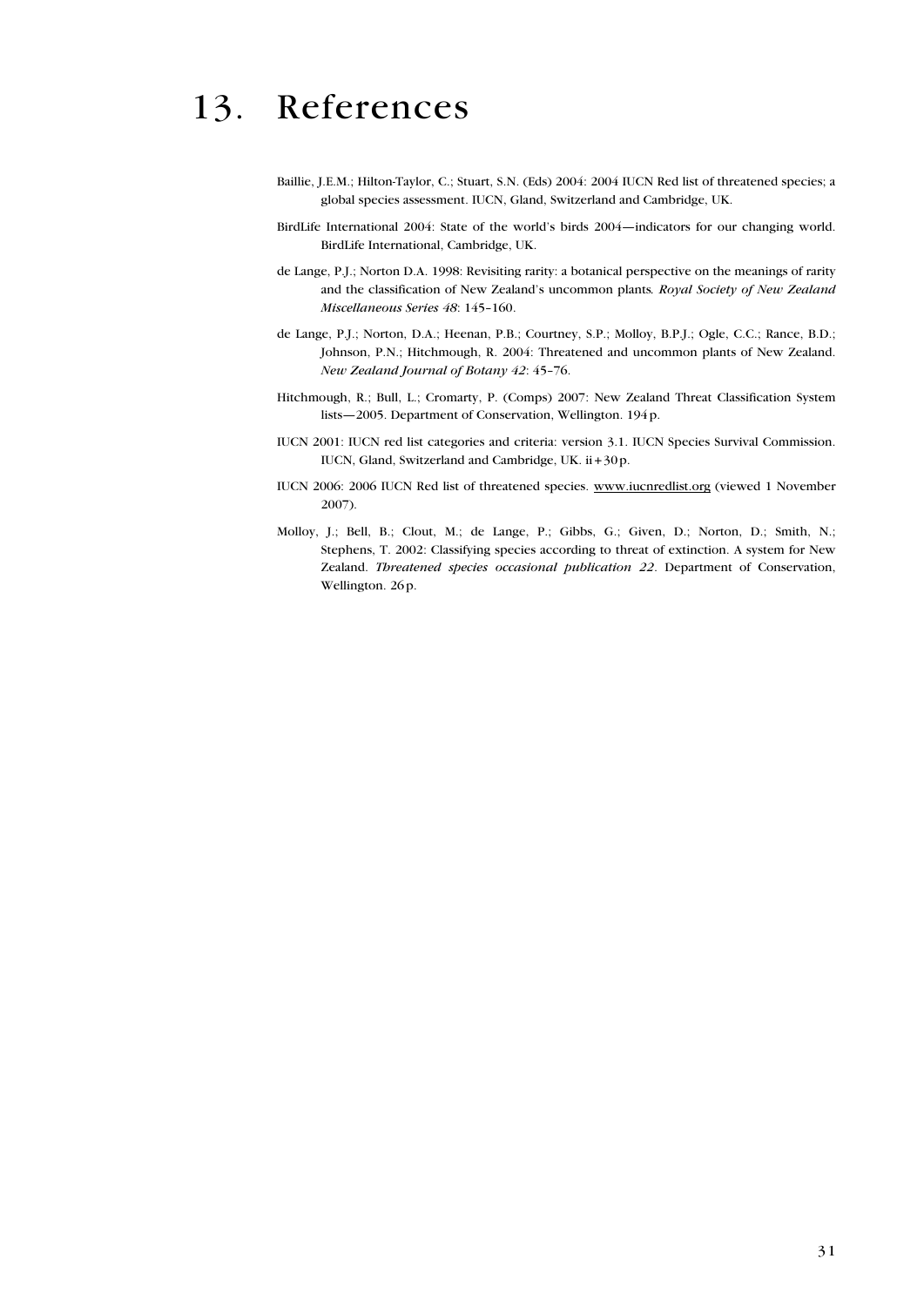# 13. References

Baillie, J.E.M.; Hilton-Taylor, C.; Stuart, S.N. (Eds) 2004: 2004 IUCN Red list of threatened species; a global species assessment. IUCN, Gland, Switzerland and Cambridge, UK.

BirdLife International 2004: State of the world's birds 2004—indicators for our changing world. BirdLife International, Cambridge, UK.

de Lange, P.J.; Norton D.A. 1998: Revisiting rarity: a botanical perspective on the meanings of rarity and the classification of New Zealand's uncommon plants. *Royal Society of New Zealand Miscellaneous Series 48*: 145–160.

de Lange, P.J.; Norton, D.A.; Heenan, P.B.; Courtney, S.P.; Molloy, B.P.J.; Ogle, C.C.; Rance, B.D.; Johnson, P.N.; Hitchmough, R. 2004: Threatened and uncommon plants of New Zealand. *New Zealand Journal of Botany 42*: 45–76.

Hitchmough, R.; Bull, L.; Cromarty, P. (Comps) 2007: New Zealand Threat Classification System lists—2005. Department of Conservation, Wellington. 194 p.

IUCN 2001: IUCN red list categories and criteria: version 3.1. IUCN Species Survival Commission. IUCN, Gland, Switzerland and Cambridge, UK. ii + 30 p.

IUCN 2006: 2006 IUCN Red list of threatened species. www.iucnredlist.org (viewed 1 November 2007).

Molloy, J.; Bell, B.; Clout, M.; de Lange, P.; Gibbs, G.; Given, D.; Norton, D.; Smith, N.; Stephens, T. 2002: Classifying species according to threat of extinction. A system for New Zealand. *Threatened species occasional publication 22*. Department of Conservation, Wellington. 26 p.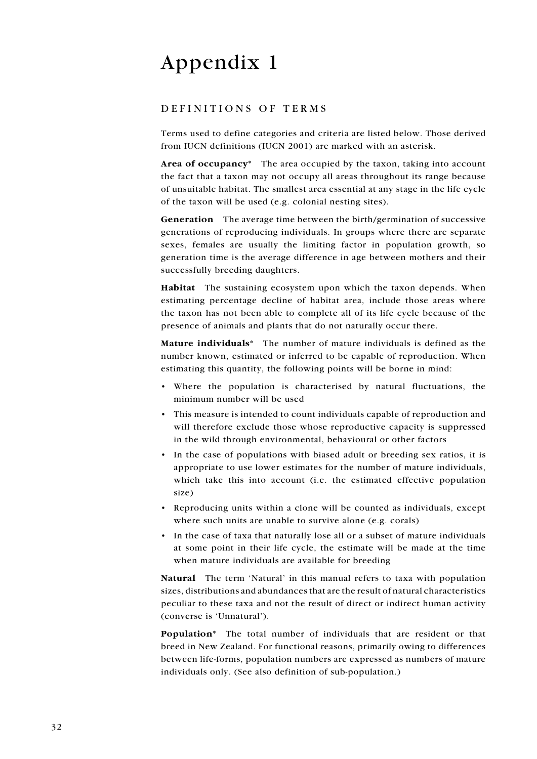# Appendix 1

## DEFINITIONS OF TERMS

Terms used to define categories and criteria are listed below. Those derived from IUCN definitions (IUCN 2001) are marked with an asterisk.

**Area of occupancy*** The area occupied by the taxon, taking into account the fact that a taxon may not occupy all areas throughout its range because of unsuitable habitat. The smallest area essential at any stage in the life cycle of the taxon will be used (e.g. colonial nesting sites).

**Generation** The average time between the birth/germination of successive generations of reproducing individuals. In groups where there are separate sexes, females are usually the limiting factor in population growth, so generation time is the average difference in age between mothers and their successfully breeding daughters.

**Habitat** The sustaining ecosystem upon which the taxon depends. When estimating percentage decline of habitat area, include those areas where the taxon has not been able to complete all of its life cycle because of the presence of animals and plants that do not naturally occur there.

**Mature individuals*** The number of mature individuals is defined as the number known, estimated or inferred to be capable of reproduction. When estimating this quantity, the following points will be borne in mind:

- Where the population is characterised by natural fluctuations, the minimum number will be used
- This measure is intended to count individuals capable of reproduction and will therefore exclude those whose reproductive capacity is suppressed in the wild through environmental, behavioural or other factors
- In the case of populations with biased adult or breeding sex ratios, it is appropriate to use lower estimates for the number of mature individuals, which take this into account (i.e. the estimated effective population size)
- Reproducing units within a clone will be counted as individuals, except where such units are unable to survive alone (e.g. corals)
- In the case of taxa that naturally lose all or a subset of mature individuals at some point in their life cycle, the estimate will be made at the time when mature individuals are available for breeding

**Natural** The term 'Natural' in this manual refers to taxa with population sizes, distributions and abundances that are the result of natural characteristics peculiar to these taxa and not the result of direct or indirect human activity (converse is 'Unnatural').

**Population*** The total number of individuals that are resident or that breed in New Zealand. For functional reasons, primarily owing to differences between life-forms, population numbers are expressed as numbers of mature individuals only. (See also definition of sub-population.)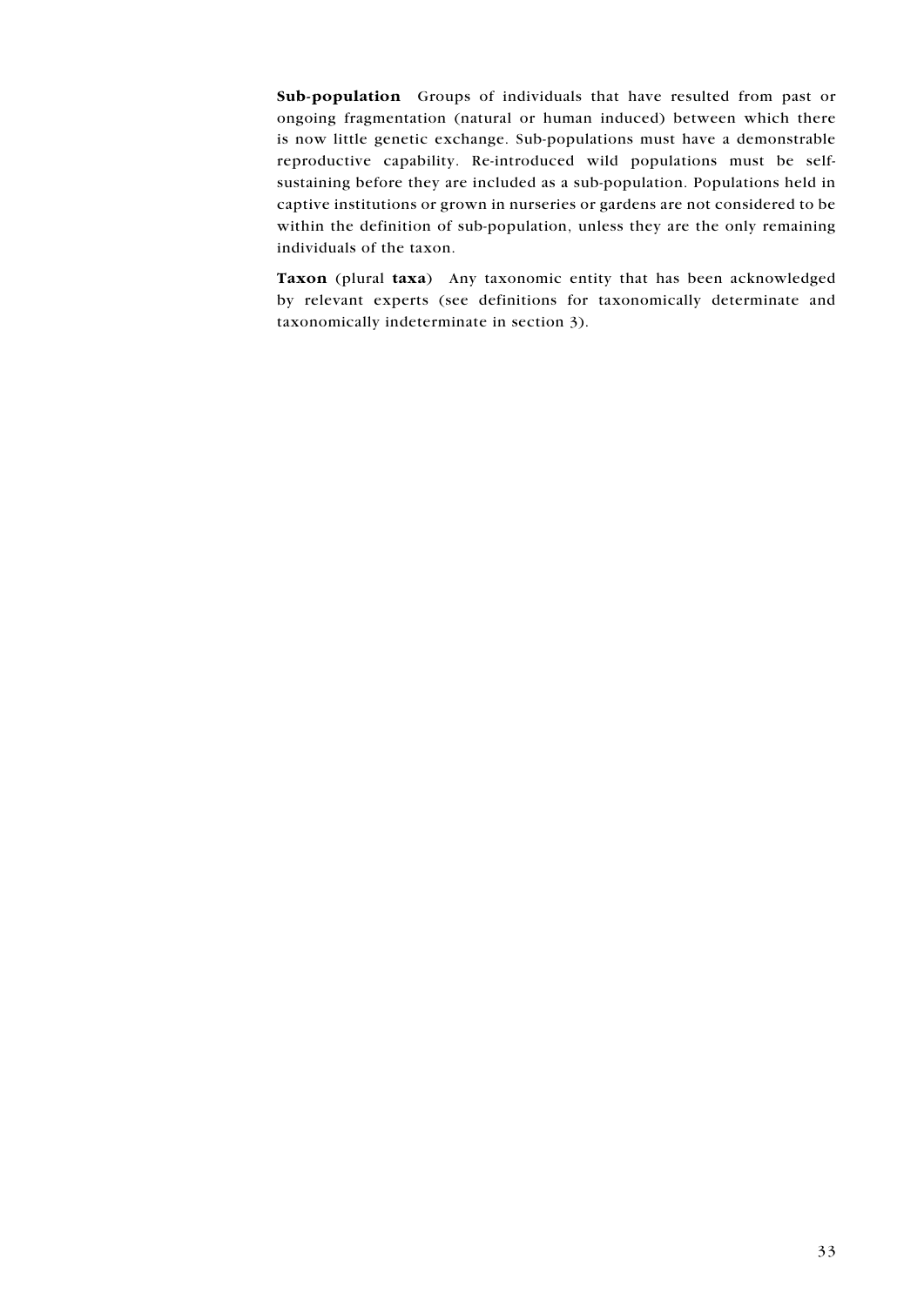**Sub-population** Groups of individuals that have resulted from past or ongoing fragmentation (natural or human induced) between which there is now little genetic exchange. Sub-populations must have a demonstrable reproductive capability. Re-introduced wild populations must be self-sustaining before they are included as a sub-population. Populations held in captive institutions or grown in nurseries or gardens are not considered to be within the definition of sub-population, unless they are the only remaining individuals of the taxon.

**Taxon** (plural **taxa**) Any taxonomic entity that has been acknowledged by relevant experts (see definitions for taxonomically determinate and taxonomically indeterminate in section 3).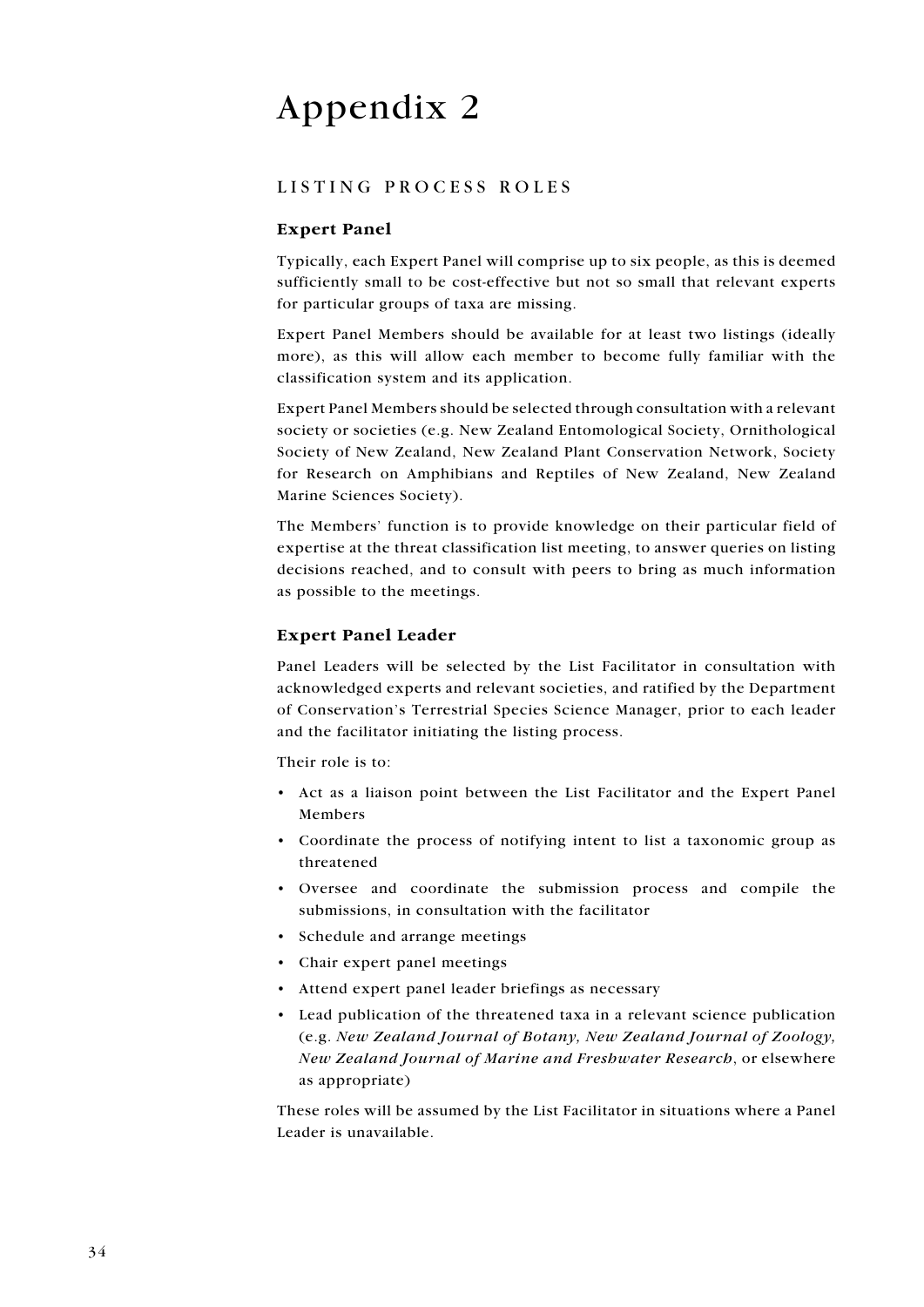# Appendix 2

## LISTING PROCESS ROLES

### Expert Panel

Typically, each Expert Panel will comprise up to six people, as this is deemed sufficiently small to be cost-effective but not so small that relevant experts for particular groups of taxa are missing.

Expert Panel Members should be available for at least two listings (ideally more), as this will allow each member to become fully familiar with the classification system and its application.

Expert Panel Members should be selected through consultation with a relevant society or societies (e.g. New Zealand Entomological Society, Ornithological Society of New Zealand, New Zealand Plant Conservation Network, Society for Research on Amphibians and Reptiles of New Zealand, New Zealand Marine Sciences Society).

The Members' function is to provide knowledge on their particular field of expertise at the threat classification list meeting, to answer queries on listing decisions reached, and to consult with peers to bring as much information as possible to the meetings.

### Expert Panel Leader

Panel Leaders will be selected by the List Facilitator in consultation with acknowledged experts and relevant societies, and ratified by the Department of Conservation's Terrestrial Species Science Manager, prior to each leader and the facilitator initiating the listing process.

Their role is to:

- Act as a liaison point between the List Facilitator and the Expert Panel Members
- Coordinate the process of notifying intent to list a taxonomic group as threatened
- Oversee and coordinate the submission process and compile the submissions, in consultation with the facilitator
- Schedule and arrange meetings
- Chair expert panel meetings
- Attend expert panel leader briefings as necessary
- Lead publication of the threatened taxa in a relevant science publication (e.g. *New Zealand Journal of Botany, New Zealand Journal of Zoology, New Zealand Journal of Marine and Freshwater Research*, or elsewhere as appropriate)

These roles will be assumed by the List Facilitator in situations where a Panel Leader is unavailable.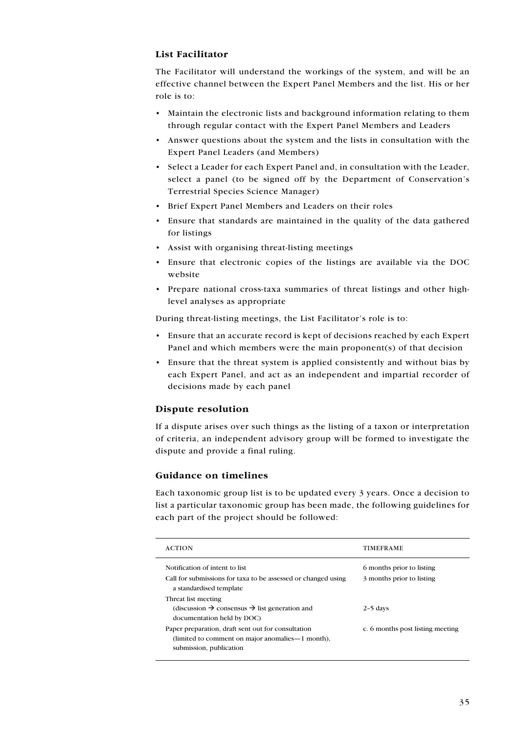### List Facilitator

The Facilitator will understand the workings of the system, and will be an effective channel between the Expert Panel Members and the list. His or her role is to:

- Maintain the electronic lists and background information relating to them through regular contact with the Expert Panel Members and Leaders
- Answer questions about the system and the lists in consultation with the Expert Panel Leaders (and Members)
- Select a Leader for each Expert Panel and, in consultation with the Leader, select a panel (to be signed off by the Department of Conservation's Terrestrial Species Science Manager)
- Brief Expert Panel Members and Leaders on their roles
- Ensure that standards are maintained in the quality of the data gathered for listings
- Assist with organising threat-listing meetings
- Ensure that electronic copies of the listings are available via the DOC website
- Prepare national cross-taxa summaries of threat listings and other high-level analyses as appropriate

During threat-listing meetings, the List Facilitator's role is to:

- Ensure that an accurate record is kept of decisions reached by each Expert Panel and which members were the main proponent(s) of that decision
- Ensure that the threat system is applied consistently and without bias by each Expert Panel, and act as an independent and impartial recorder of decisions made by each panel

### Dispute resolution

If a dispute arises over such things as the listing of a taxon or interpretation of criteria, an independent advisory group will be formed to investigate the dispute and provide a final ruling.

### Guidance on timelines

Each taxonomic group list is to be updated every 3 years. Once a decision to list a particular taxonomic group has been made, the following guidelines for each part of the project should be followed:

| ACTION | TIMEFRAME |
|---|---|
| Notification of intent to list | 6 months prior to listing |
| Call for submissions for taxa to be assessed or changed using a standardised template | 3 months prior to listing |
| Threat list meeting (discussion → consensus → list generation and documentation held by DOC) | 2–5 days |
| Paper preparation, draft sent out for consultation (limited to comment on major anomalies—1 month), submission, publication | c. 6 months post listing meeting |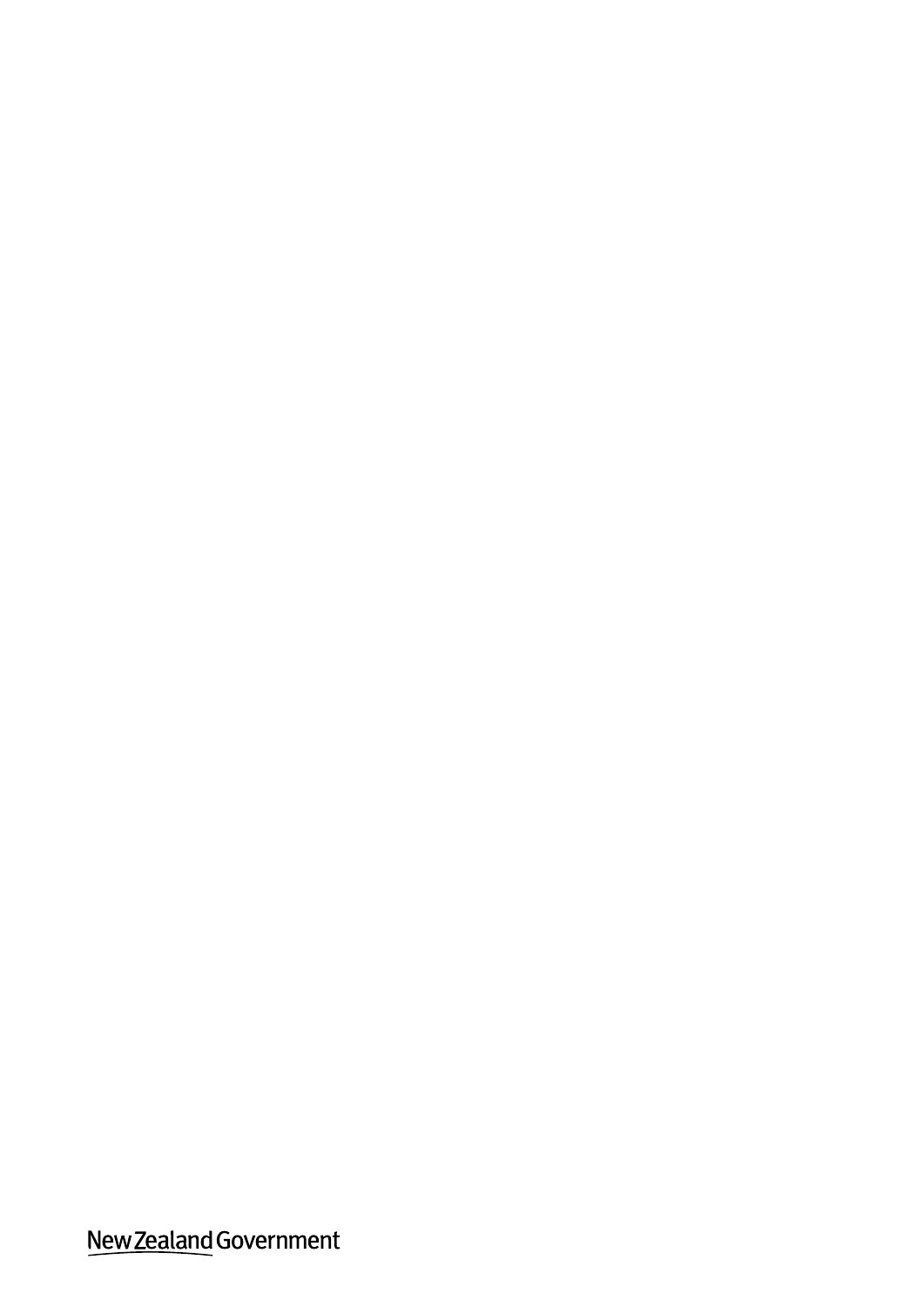New Zealand Government